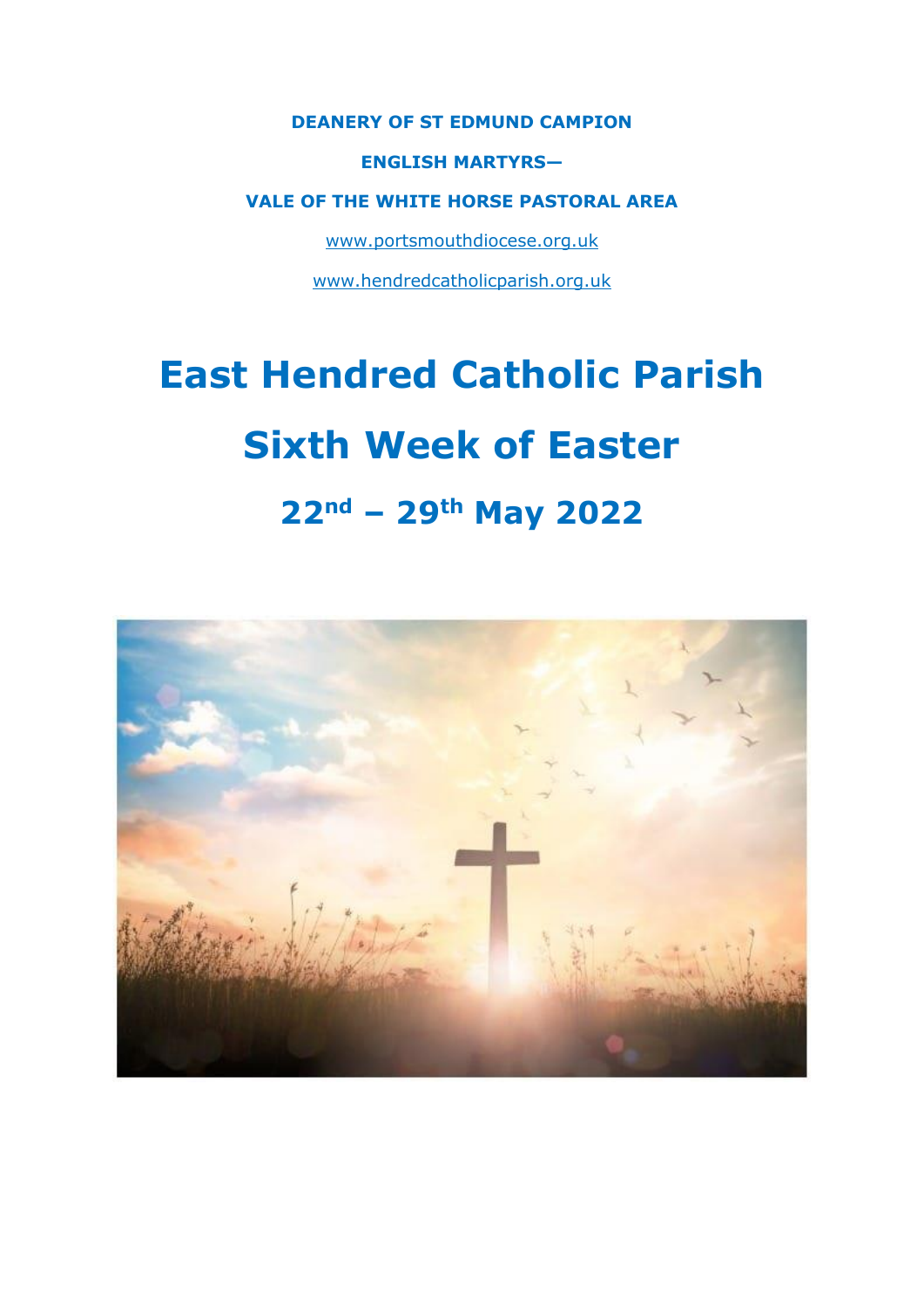**DEANERY OF ST EDMUND CAMPION**

**ENGLISH MARTYRS—**

**VALE OF THE WHITE HORSE PASTORAL AREA**

www.portsmouthdiocese.org.uk

www.hendredcatholicparish.org.uk

# East Hendred Catholic Parish

# Sixth Week of Easter

## 22nd – 29th May 2022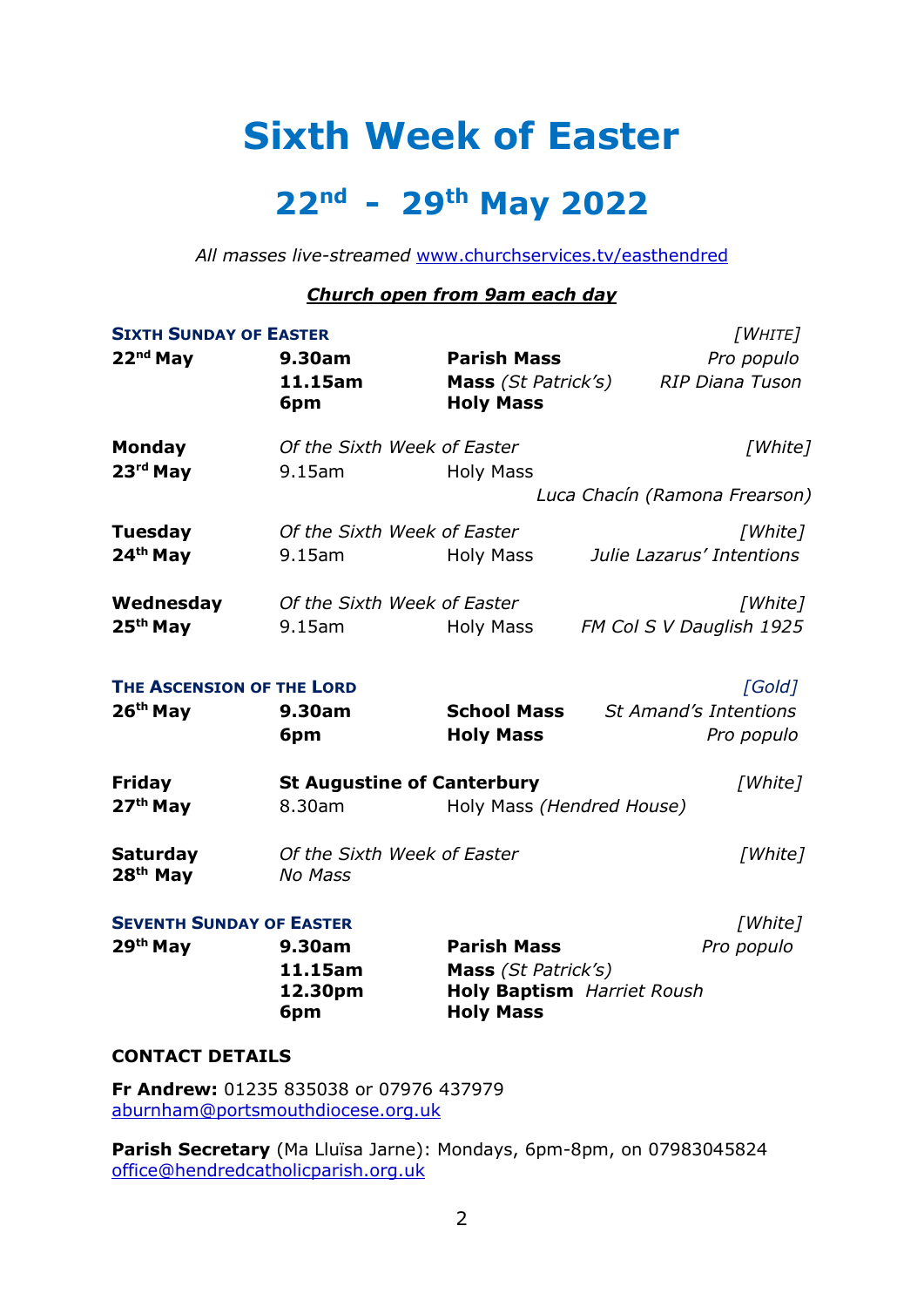# Sixth Week of Easter

## 22nd - 29th May 2022

*All masses live-streamed* [www.churchservices.tv/easthendred](http://www.churchservices.tv/easthendred)

***Church open from 9am each day***

| | | | |
|---|---|---|---|
| **SIXTH SUNDAY OF EASTER** | | | *[WHITE]* |
| **22nd May** | **9.30am** | **Parish Mass** | *Pro populo* |
| | **11.15am** | **Mass** *(St Patrick's)* | *RIP Diana Tuson* |
| | **6pm** | **Holy Mass** | |
| **Monday** | *Of the Sixth Week of Easter* | | *[White]* |
| **23rd May** | 9.15am | Holy Mass | *Luca Chacín (Ramona Frearson)* |
| **Tuesday** | *Of the Sixth Week of Easter* | | *[White]* |
| **24th May** | 9.15am | Holy Mass | *Julie Lazarus' Intentions* |
| **Wednesday** | *Of the Sixth Week of Easter* | | *[White]* |
| **25th May** | 9.15am | Holy Mass | *FM Col S V Dauglish 1925* |
| **THE ASCENSION OF THE LORD** | | | *[Gold]* |
| **26th May** | **9.30am** | **School Mass** | *St Amand's Intentions* |
| | **6pm** | **Holy Mass** | *Pro populo* |
| **Friday** | **St Augustine of Canterbury** | | *[White]* |
| **27th May** | 8.30am | Holy Mass *(Hendred House)* | |
| **Saturday** | *Of the Sixth Week of Easter* | | *[White]* |
| **28th May** | *No Mass* | | |
| **SEVENTH SUNDAY OF EASTER** | | | *[White]* |
| **29th May** | **9.30am** | **Parish Mass** | *Pro populo* |
| | **11.15am** | **Mass** *(St Patrick's)* | |
| | **12.30pm** | **Holy Baptism** *Harriet Roush* | |
| | **6pm** | **Holy Mass** | |

**CONTACT DETAILS**

**Fr Andrew:** 01235 835038 or 07976 437979
aburnham@portsmouthdiocese.org.uk

**Parish Secretary** (Ma Lluïsa Jarne): Mondays, 6pm-8pm, on 07983045824
office@hendredcatholicparish.org.uk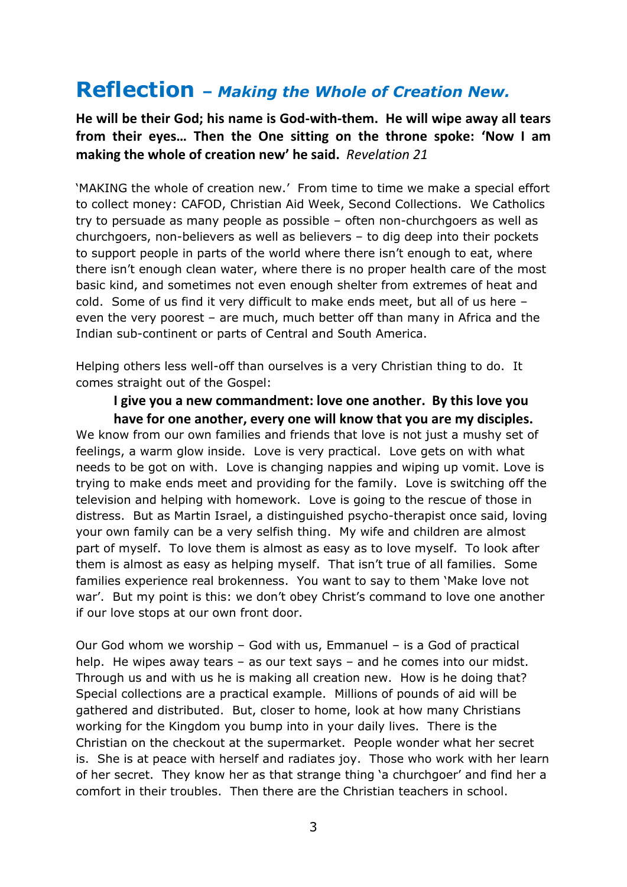# Reflection *– Making the Whole of Creation New.*

**He will be their God; his name is God-with-them. He will wipe away all tears from their eyes… Then the One sitting on the throne spoke: 'Now I am making the whole of creation new' he said.** *Revelation 21*

'MAKING the whole of creation new.' From time to time we make a special effort to collect money: CAFOD, Christian Aid Week, Second Collections. We Catholics try to persuade as many people as possible – often non-churchgoers as well as churchgoers, non-believers as well as believers – to dig deep into their pockets to support people in parts of the world where there isn't enough to eat, where there isn't enough clean water, where there is no proper health care of the most basic kind, and sometimes not even enough shelter from extremes of heat and cold. Some of us find it very difficult to make ends meet, but all of us here – even the very poorest – are much, much better off than many in Africa and the Indian sub-continent or parts of Central and South America.

Helping others less well-off than ourselves is a very Christian thing to do. It comes straight out of the Gospel:

> **I give you a new commandment: love one another. By this love you have for one another, every one will know that you are my disciples.**

We know from our own families and friends that love is not just a mushy set of feelings, a warm glow inside. Love is very practical. Love gets on with what needs to be got on with. Love is changing nappies and wiping up vomit. Love is trying to make ends meet and providing for the family. Love is switching off the television and helping with homework. Love is going to the rescue of those in distress. But as Martin Israel, a distinguished psycho-therapist once said, loving your own family can be a very selfish thing. My wife and children are almost part of myself. To love them is almost as easy as to love myself. To look after them is almost as easy as helping myself. That isn't true of all families. Some families experience real brokenness. You want to say to them 'Make love not war'. But my point is this: we don't obey Christ's command to love one another if our love stops at our own front door.

Our God whom we worship – God with us, Emmanuel – is a God of practical help. He wipes away tears – as our text says – and he comes into our midst. Through us and with us he is making all creation new. How is he doing that? Special collections are a practical example. Millions of pounds of aid will be gathered and distributed. But, closer to home, look at how many Christians working for the Kingdom you bump into in your daily lives. There is the Christian on the checkout at the supermarket. People wonder what her secret is. She is at peace with herself and radiates joy. Those who work with her learn of her secret. They know her as that strange thing 'a churchgoer' and find her a comfort in their troubles. Then there are the Christian teachers in school.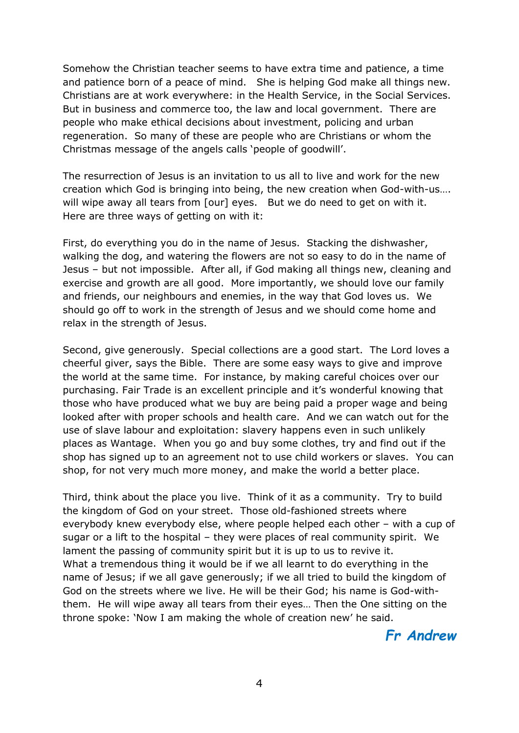Somehow the Christian teacher seems to have extra time and patience, a time and patience born of a peace of mind.  She is helping God make all things new. Christians are at work everywhere: in the Health Service, in the Social Services. But in business and commerce too, the law and local government.  There are people who make ethical decisions about investment, policing and urban regeneration.  So many of these are people who are Christians or whom the Christmas message of the angels calls 'people of goodwill'.

The resurrection of Jesus is an invitation to us all to live and work for the new creation which God is bringing into being, the new creation when God-with-us…. will wipe away all tears from [our] eyes.   But we do need to get on with it. Here are three ways of getting on with it:

First, do everything you do in the name of Jesus.  Stacking the dishwasher, walking the dog, and watering the flowers are not so easy to do in the name of Jesus – but not impossible.  After all, if God making all things new, cleaning and exercise and growth are all good.  More importantly, we should love our family and friends, our neighbours and enemies, in the way that God loves us.  We should go off to work in the strength of Jesus and we should come home and relax in the strength of Jesus.

Second, give generously.  Special collections are a good start.  The Lord loves a cheerful giver, says the Bible.  There are some easy ways to give and improve the world at the same time.  For instance, by making careful choices over our purchasing. Fair Trade is an excellent principle and it's wonderful knowing that those who have produced what we buy are being paid a proper wage and being looked after with proper schools and health care.  And we can watch out for the use of slave labour and exploitation: slavery happens even in such unlikely places as Wantage.  When you go and buy some clothes, try and find out if the shop has signed up to an agreement not to use child workers or slaves.  You can shop, for not very much more money, and make the world a better place.

Third, think about the place you live.  Think of it as a community.  Try to build the kingdom of God on your street.  Those old-fashioned streets where everybody knew everybody else, where people helped each other – with a cup of sugar or a lift to the hospital – they were places of real community spirit.  We lament the passing of community spirit but it is up to us to revive it.
What a tremendous thing it would be if we all learnt to do everything in the name of Jesus; if we all gave generously; if we all tried to build the kingdom of God on the streets where we live. He will be their God; his name is God-with-them.  He will wipe away all tears from their eyes… Then the One sitting on the throne spoke: 'Now I am making the whole of creation new' he said.

***Fr Andrew***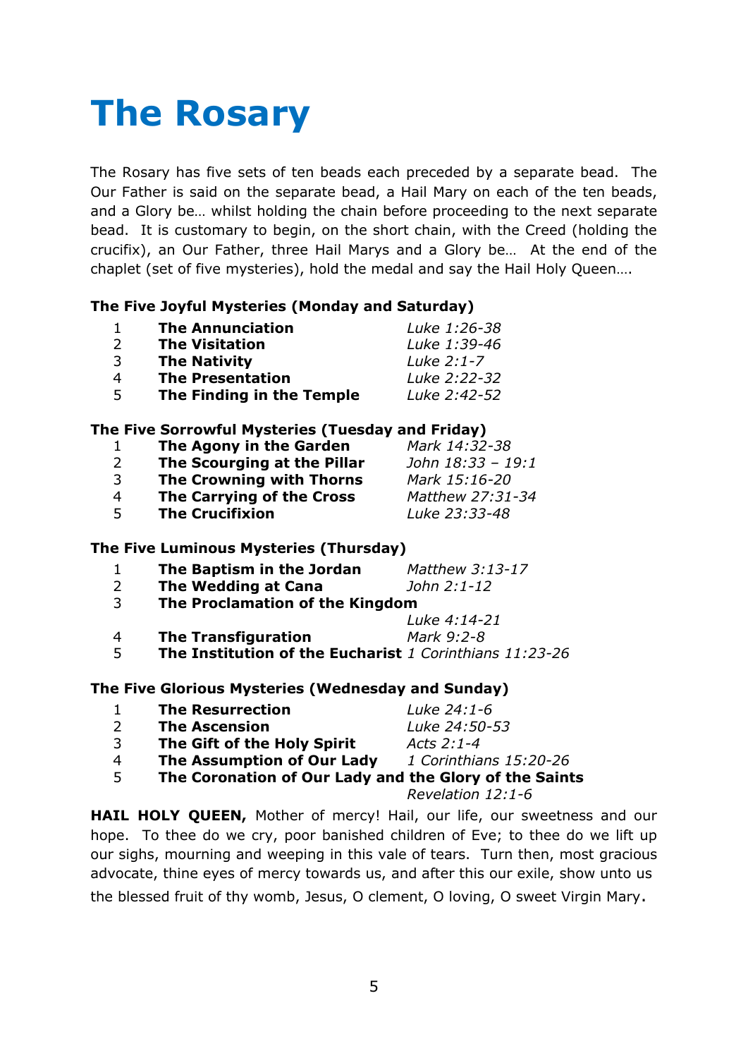# The Rosary

The Rosary has five sets of ten beads each preceded by a separate bead. The Our Father is said on the separate bead, a Hail Mary on each of the ten beads, and a Glory be… whilst holding the chain before proceeding to the next separate bead. It is customary to begin, on the short chain, with the Creed (holding the crucifix), an Our Father, three Hail Marys and a Glory be… At the end of the chaplet (set of five mysteries), hold the medal and say the Hail Holy Queen….

**The Five Joyful Mysteries (Monday and Saturday)**

| | | |
|---|---|---|
| 1 | **The Annunciation** | *Luke 1:26-38* |
| 2 | **The Visitation** | *Luke 1:39-46* |
| 3 | **The Nativity** | *Luke 2:1-7* |
| 4 | **The Presentation** | *Luke 2:22-32* |
| 5 | **The Finding in the Temple** | *Luke 2:42-52* |

**The Five Sorrowful Mysteries (Tuesday and Friday)**

| | | |
|---|---|---|
| 1 | **The Agony in the Garden** | *Mark 14:32-38* |
| 2 | **The Scourging at the Pillar** | *John 18:33 – 19:1* |
| 3 | **The Crowning with Thorns** | *Mark 15:16-20* |
| 4 | **The Carrying of the Cross** | *Matthew 27:31-34* |
| 5 | **The Crucifixion** | *Luke 23:33-48* |

**The Five Luminous Mysteries (Thursday)**

| | | |
|---|---|---|
| 1 | **The Baptism in the Jordan** | *Matthew 3:13-17* |
| 2 | **The Wedding at Cana** | *John 2:1-12* |
| 3 | **The Proclamation of the Kingdom** | *Luke 4:14-21* |
| 4 | **The Transfiguration** | *Mark 9:2-8* |
| 5 | **The Institution of the Eucharist** | *1 Corinthians 11:23-26* |

**The Five Glorious Mysteries (Wednesday and Sunday)**

| | | |
|---|---|---|
| 1 | **The Resurrection** | *Luke 24:1-6* |
| 2 | **The Ascension** | *Luke 24:50-53* |
| 3 | **The Gift of the Holy Spirit** | *Acts 2:1-4* |
| 4 | **The Assumption of Our Lady** | *1 Corinthians 15:20-26* |
| 5 | **The Coronation of Our Lady and the Glory of the Saints** | *Revelation 12:1-6* |

**HAIL HOLY QUEEN,** Mother of mercy! Hail, our life, our sweetness and our hope. To thee do we cry, poor banished children of Eve; to thee do we lift up our sighs, mourning and weeping in this vale of tears. Turn then, most gracious advocate, thine eyes of mercy towards us, and after this our exile, show unto us the blessed fruit of thy womb, Jesus, O clement, O loving, O sweet Virgin Mary.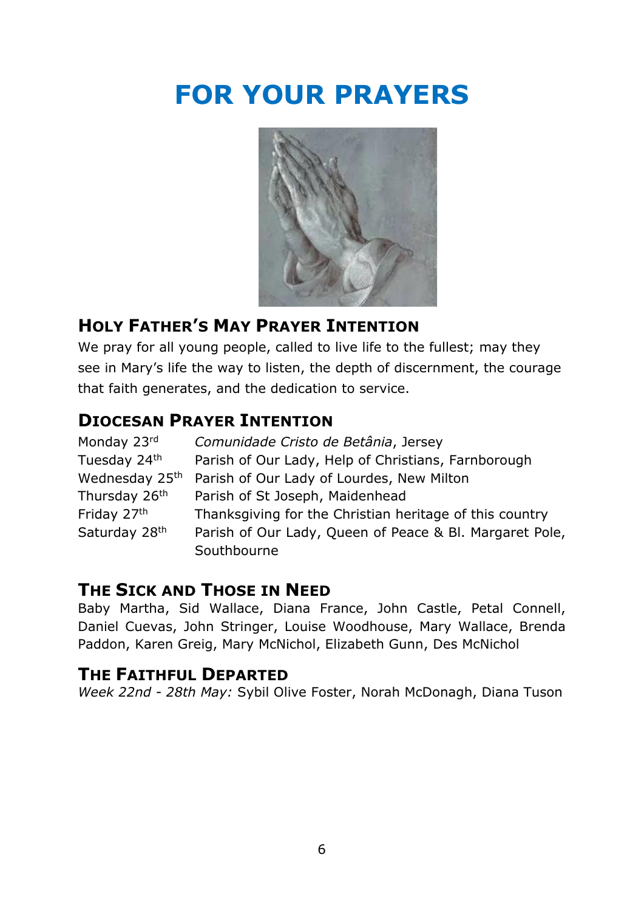# FOR YOUR PRAYERS

## Holy Father's May Prayer Intention

We pray for all young people, called to live life to the fullest; may they see in Mary's life the way to listen, the depth of discernment, the courage that faith generates, and the dedication to service.

## Diocesan Prayer Intention

| | |
|---|---|
| Monday 23rd | *Comunidade Cristo de Betânia*, Jersey |
| Tuesday 24th | Parish of Our Lady, Help of Christians, Farnborough |
| Wednesday 25th | Parish of Our Lady of Lourdes, New Milton |
| Thursday 26th | Parish of St Joseph, Maidenhead |
| Friday 27th | Thanksgiving for the Christian heritage of this country |
| Saturday 28th | Parish of Our Lady, Queen of Peace & Bl. Margaret Pole, Southbourne |

## The Sick and Those in Need

Baby Martha, Sid Wallace, Diana France, John Castle, Petal Connell, Daniel Cuevas, John Stringer, Louise Woodhouse, Mary Wallace, Brenda Paddon, Karen Greig, Mary McNichol, Elizabeth Gunn, Des McNichol

## The Faithful Departed

*Week 22nd - 28th May:* Sybil Olive Foster, Norah McDonagh, Diana Tuson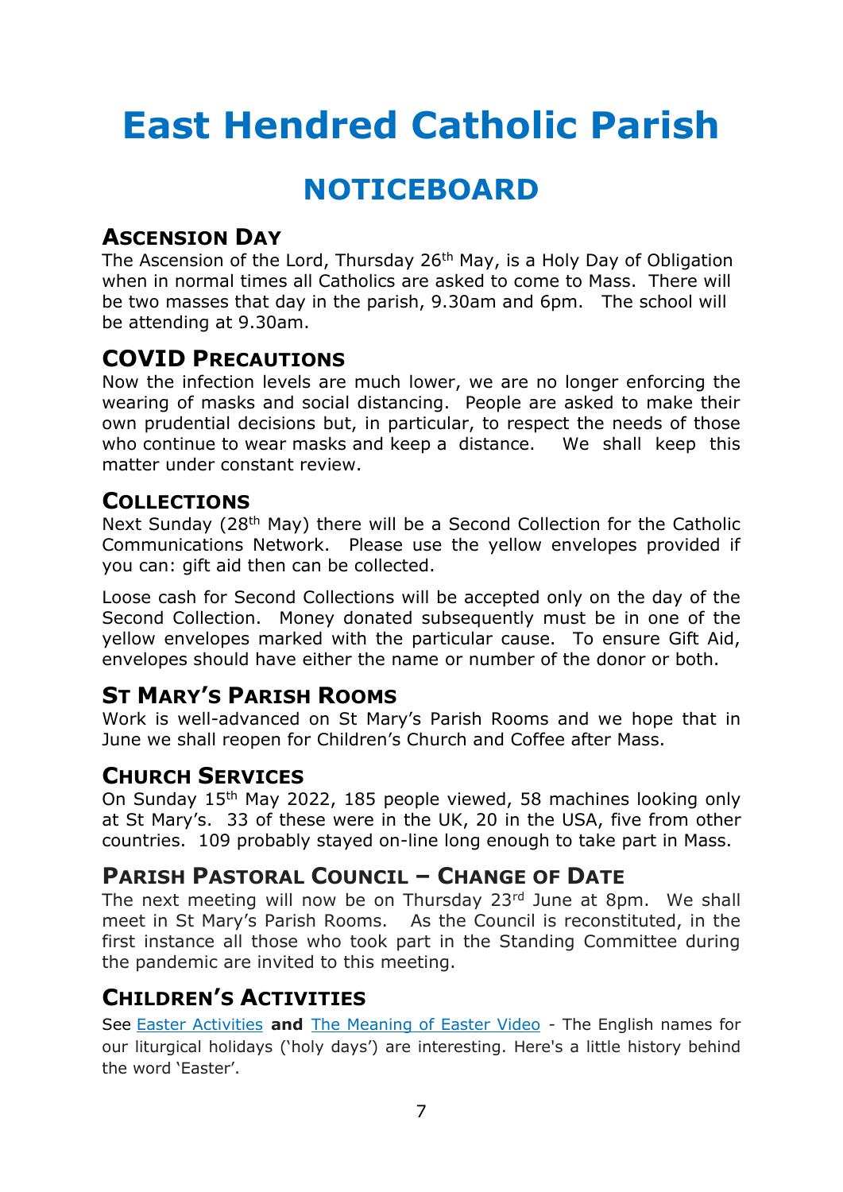# East Hendred Catholic Parish

## NOTICEBOARD

### Ascension Day

The Ascension of the Lord, Thursday 26th May, is a Holy Day of Obligation when in normal times all Catholics are asked to come to Mass. There will be two masses that day in the parish, 9.30am and 6pm. The school will be attending at 9.30am.

### COVID Precautions

Now the infection levels are much lower, we are no longer enforcing the wearing of masks and social distancing. People are asked to make their own prudential decisions but, in particular, to respect the needs of those who continue to wear masks and keep a distance. We shall keep this matter under constant review.

### Collections

Next Sunday (28th May) there will be a Second Collection for the Catholic Communications Network. Please use the yellow envelopes provided if you can: gift aid then can be collected.

Loose cash for Second Collections will be accepted only on the day of the Second Collection. Money donated subsequently must be in one of the yellow envelopes marked with the particular cause. To ensure Gift Aid, envelopes should have either the name or number of the donor or both.

### St Mary's Parish Rooms

Work is well-advanced on St Mary's Parish Rooms and we hope that in June we shall reopen for Children's Church and Coffee after Mass.

### Church Services

On Sunday 15th May 2022, 185 people viewed, 58 machines looking only at St Mary's. 33 of these were in the UK, 20 in the USA, five from other countries. 109 probably stayed on-line long enough to take part in Mass.

### Parish Pastoral Council – Change of Date

The next meeting will now be on Thursday 23rd June at 8pm. We shall meet in St Mary's Parish Rooms. As the Council is reconstituted, in the first instance all those who took part in the Standing Committee during the pandemic are invited to this meeting.

### Children's Activities

See Easter Activities **and** The Meaning of Easter Video - The English names for our liturgical holidays ('holy days') are interesting. Here's a little history behind the word 'Easter'.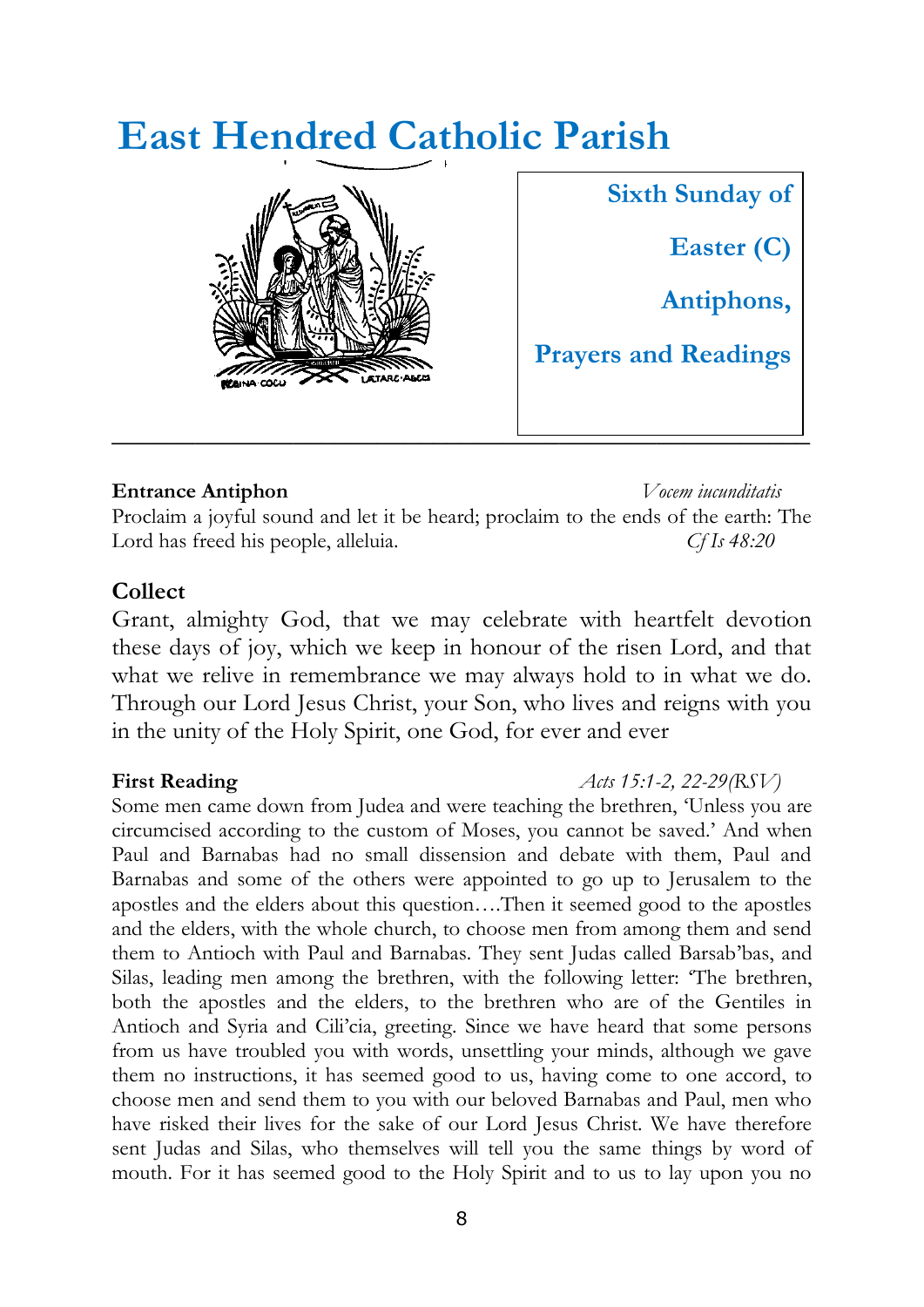# East Hendred Catholic Parish

**Sixth Sunday of Easter (C) Antiphons, Prayers and Readings**

**Entrance Antiphon** *Vocem iucunditatis*

Proclaim a joyful sound and let it be heard; proclaim to the ends of the earth: The Lord has freed his people, alleluia. *Cf Is 48:20*

## Collect

Grant, almighty God, that we may celebrate with heartfelt devotion these days of joy, which we keep in honour of the risen Lord, and that what we relive in remembrance we may always hold to in what we do. Through our Lord Jesus Christ, your Son, who lives and reigns with you in the unity of the Holy Spirit, one God, for ever and ever

**First Reading** *Acts 15:1-2, 22-29(RSV)*

Some men came down from Judea and were teaching the brethren, 'Unless you are circumcised according to the custom of Moses, you cannot be saved.' And when Paul and Barnabas had no small dissension and debate with them, Paul and Barnabas and some of the others were appointed to go up to Jerusalem to the apostles and the elders about this question….Then it seemed good to the apostles and the elders, with the whole church, to choose men from among them and send them to Antioch with Paul and Barnabas. They sent Judas called Barsab'bas, and Silas, leading men among the brethren, with the following letter: 'The brethren, both the apostles and the elders, to the brethren who are of the Gentiles in Antioch and Syria and Cili'cia, greeting. Since we have heard that some persons from us have troubled you with words, unsettling your minds, although we gave them no instructions, it has seemed good to us, having come to one accord, to choose men and send them to you with our beloved Barnabas and Paul, men who have risked their lives for the sake of our Lord Jesus Christ. We have therefore sent Judas and Silas, who themselves will tell you the same things by word of mouth. For it has seemed good to the Holy Spirit and to us to lay upon you no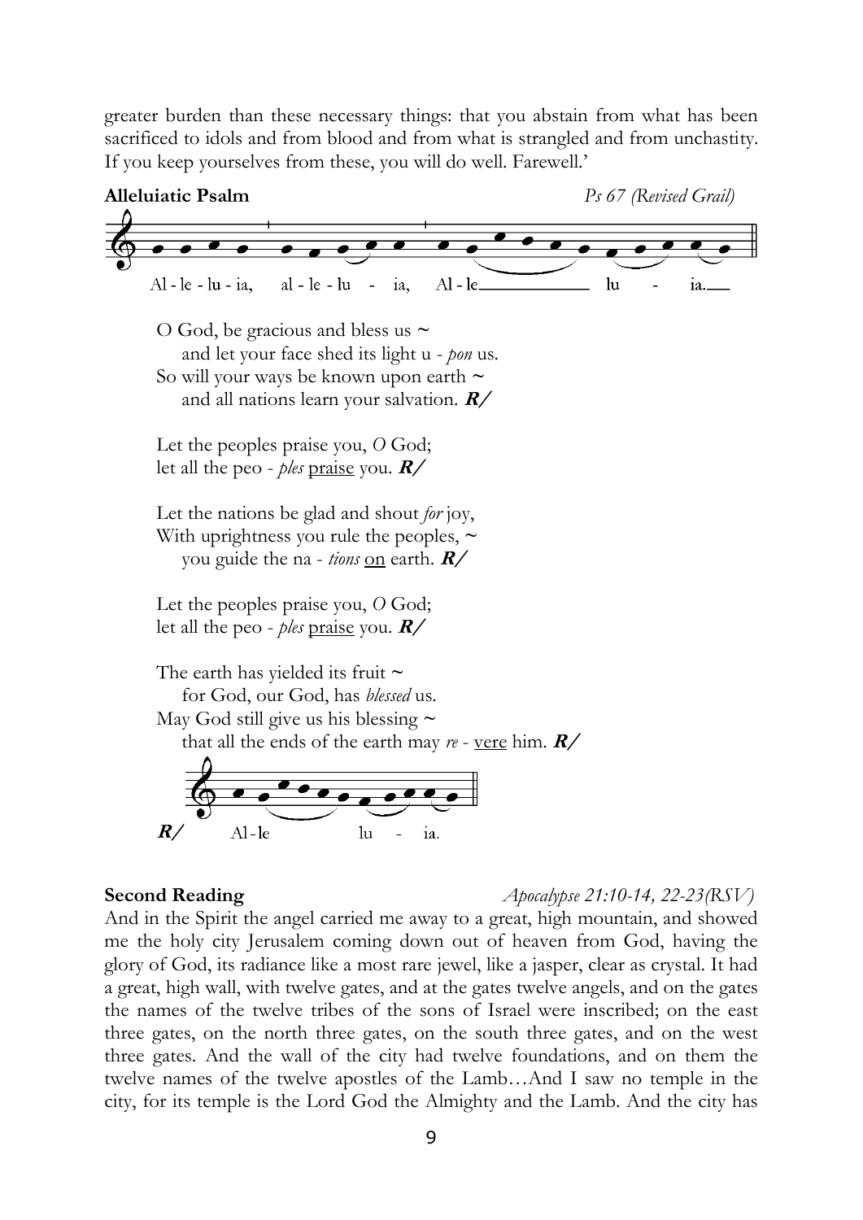greater burden than these necessary things: that you abstain from what has been sacrificed to idols and from blood and from what is strangled and from unchastity. If you keep yourselves from these, you will do well. Farewell.'

**Alleluiatic Psalm** *Ps 67 (Revised Grail)*

Al - le - lu - ia, al - le - lu - ia, Al - le lu - ia.

O God, be gracious and bless us ~
and let your face shed its light u - *pon* us.
So will your ways be known upon earth ~
and all nations learn your salvation. ***R/***

Let the peoples praise you, *O* God;
let all the peo - *ples* <u>praise</u> you. ***R/***

Let the nations be glad and shout *for* joy,
With uprightness you rule the peoples, ~
you guide the na - *tions* <u>on</u> earth. ***R/***

Let the peoples praise you, *O* God;
let all the peo - *ples* <u>praise</u> you. ***R/***

The earth has yielded its fruit ~
for God, our God, has *blessed* us.
May God still give us his blessing ~
that all the ends of the earth may *re* - <u>vere</u> him. ***R/***

***R/*** Al - le lu - ia.

**Second Reading** *Apocalypse 21:10-14, 22-23(RSV)*

And in the Spirit the angel carried me away to a great, high mountain, and showed me the holy city Jerusalem coming down out of heaven from God, having the glory of God, its radiance like a most rare jewel, like a jasper, clear as crystal. It had a great, high wall, with twelve gates, and at the gates twelve angels, and on the gates the names of the twelve tribes of the sons of Israel were inscribed; on the east three gates, on the north three gates, on the south three gates, and on the west three gates. And the wall of the city had twelve foundations, and on them the twelve names of the twelve apostles of the Lamb…And I saw no temple in the city, for its temple is the Lord God the Almighty and the Lamb. And the city has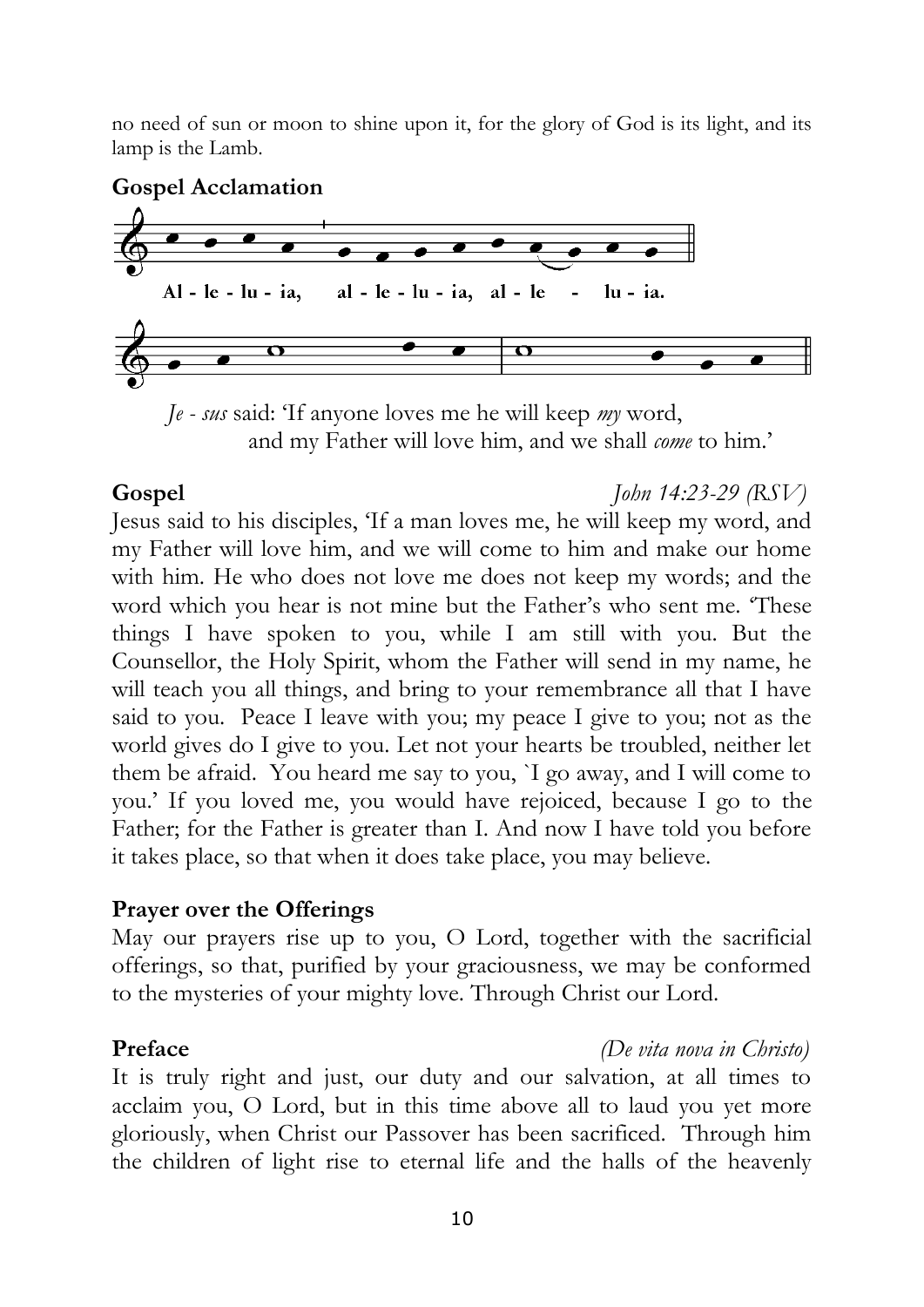no need of sun or moon to shine upon it, for the glory of God is its light, and its lamp is the Lamb.

**Gospel Acclamation**

Al - le - lu - ia, al - le - lu - ia, al - le - lu - ia.

*Je - sus* said: 'If anyone loves me he will keep *my* word,
and my Father will love him, and we shall *come* to him.'

**Gospel** *John 14:23-29 (RSV)*

Jesus said to his disciples, 'If a man loves me, he will keep my word, and my Father will love him, and we will come to him and make our home with him. He who does not love me does not keep my words; and the word which you hear is not mine but the Father's who sent me. 'These things I have spoken to you, while I am still with you. But the Counsellor, the Holy Spirit, whom the Father will send in my name, he will teach you all things, and bring to your remembrance all that I have said to you. Peace I leave with you; my peace I give to you; not as the world gives do I give to you. Let not your hearts be troubled, neither let them be afraid. You heard me say to you, `I go away, and I will come to you.' If you loved me, you would have rejoiced, because I go to the Father; for the Father is greater than I. And now I have told you before it takes place, so that when it does take place, you may believe.

**Prayer over the Offerings**

May our prayers rise up to you, O Lord, together with the sacrificial offerings, so that, purified by your graciousness, we may be conformed to the mysteries of your mighty love. Through Christ our Lord.

**Preface** *(De vita nova in Christo)*

It is truly right and just, our duty and our salvation, at all times to acclaim you, O Lord, but in this time above all to laud you yet more gloriously, when Christ our Passover has been sacrificed. Through him the children of light rise to eternal life and the halls of the heavenly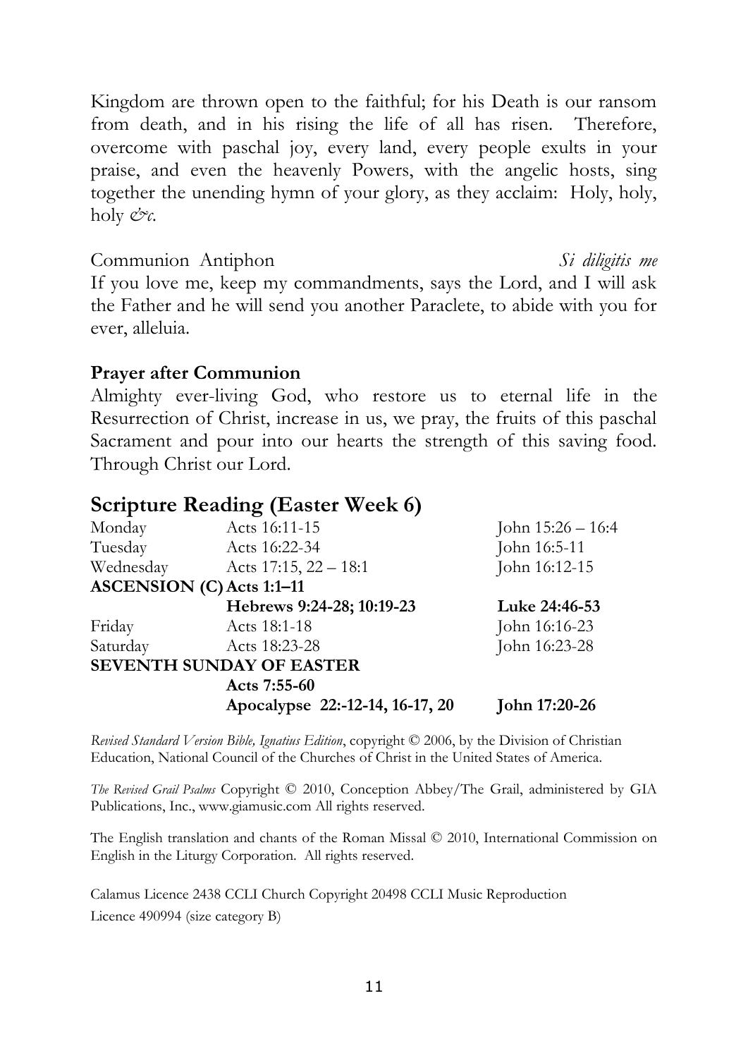Kingdom are thrown open to the faithful; for his Death is our ransom from death, and in his rising the life of all has risen. Therefore, overcome with paschal joy, every land, every people exults in your praise, and even the heavenly Powers, with the angelic hosts, sing together the unending hymn of your glory, as they acclaim: Holy, holy, holy *&c.*

Communion Antiphon *Si diligitis me*

If you love me, keep my commandments, says the Lord, and I will ask the Father and he will send you another Paraclete, to abide with you for ever, alleluia.

**Prayer after Communion**

Almighty ever-living God, who restore us to eternal life in the Resurrection of Christ, increase in us, we pray, the fruits of this paschal Sacrament and pour into our hearts the strength of this saving food. Through Christ our Lord.

## Scripture Reading (Easter Week 6)

| | | |
|---|---|---|
| Monday | Acts 16:11-15 | John 15:26 – 16:4 |
| Tuesday | Acts 16:22-34 | John 16:5-11 |
| Wednesday | Acts 17:15, 22 – 18:1 | John 16:12-15 |
| **ASCENSION (C)** | **Acts 1:1–11** | |
| | **Hebrews 9:24-28; 10:19-23** | **Luke 24:46-53** |
| Friday | Acts 18:1-18 | John 16:16-23 |
| Saturday | Acts 18:23-28 | John 16:23-28 |
| **SEVENTH SUNDAY OF EASTER** | | |
| | **Acts 7:55-60** | |
| | **Apocalypse 22:-12-14, 16-17, 20** | **John 17:20-26** |

*Revised Standard Version Bible, Ignatius Edition*, copyright © 2006, by the Division of Christian Education, National Council of the Churches of Christ in the United States of America.

*The Revised Grail Psalms* Copyright © 2010, Conception Abbey/The Grail, administered by GIA Publications, Inc., www.giamusic.com All rights reserved.

The English translation and chants of the Roman Missal © 2010, International Commission on English in the Liturgy Corporation. All rights reserved.

Calamus Licence 2438 CCLI Church Copyright 20498 CCLI Music Reproduction Licence 490994 (size category B)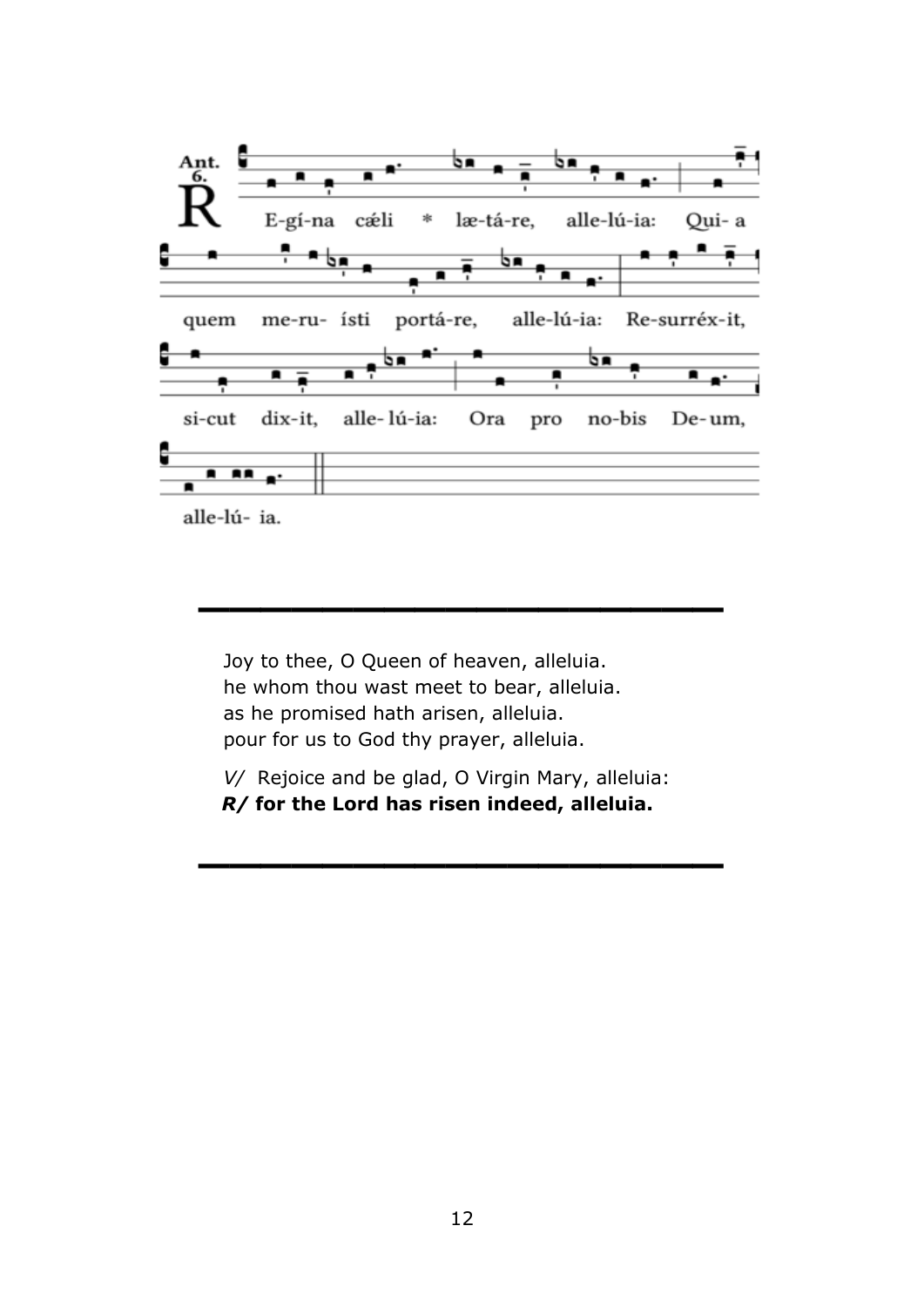Ant. 6.

R E-gí-na cæli * læ-tá-re, alle-lú-ia: Qui- a quem me-ru- ísti portá-re, alle-lú-ia: Re-surréx-it, si-cut dix-it, alle- lú-ia: Ora pro no-bis De-um, alle-lú- ia.

---

Joy to thee, O Queen of heaven, alleluia.
he whom thou wast meet to bear, alleluia.
as he promised hath arisen, alleluia.
pour for us to God thy prayer, alleluia.

*V/* Rejoice and be glad, O Virgin Mary, alleluia:
***R/* for the Lord has risen indeed, alleluia.**

---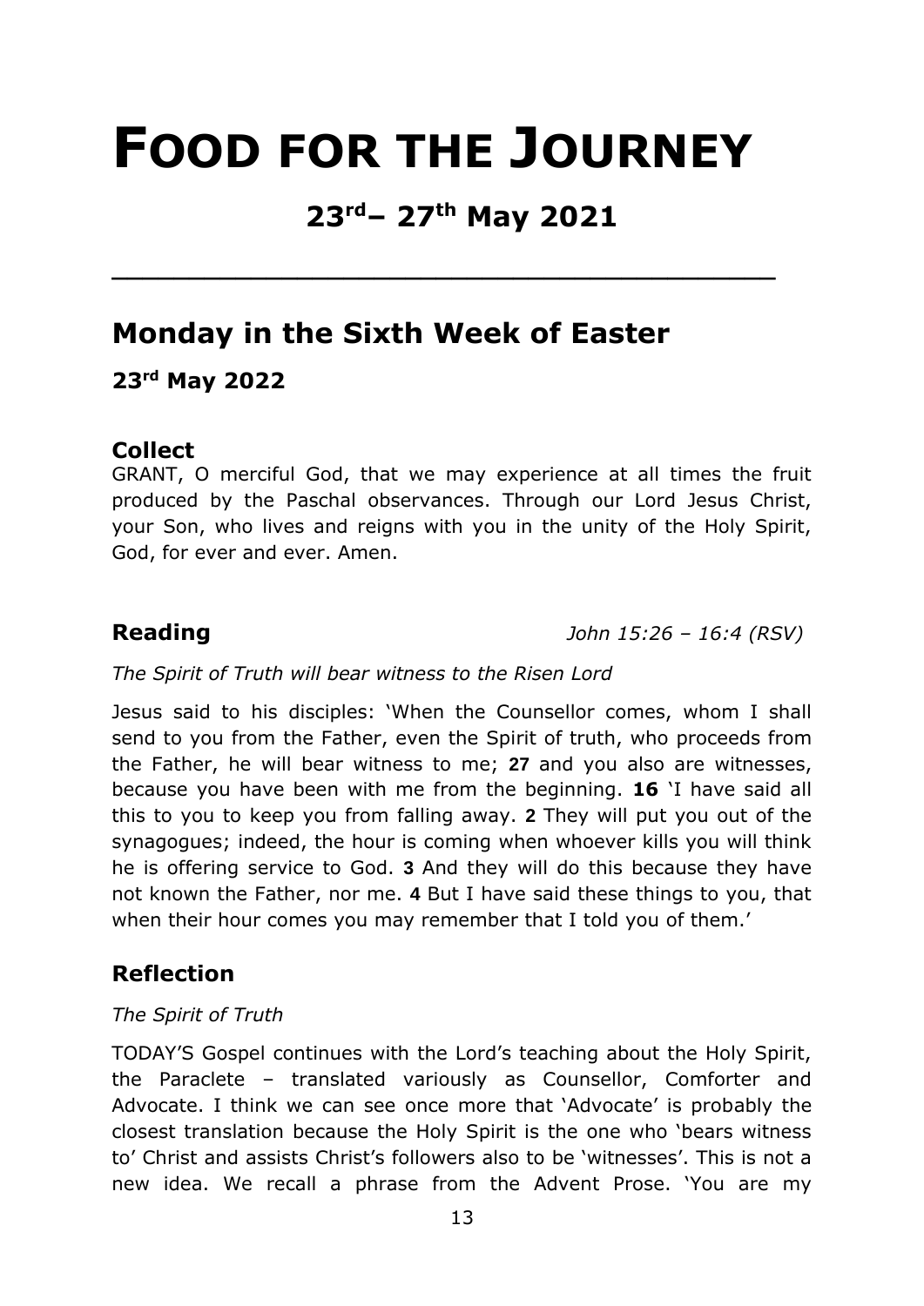# FOOD FOR THE JOURNEY

## 23rd– 27th May 2021

---

## Monday in the Sixth Week of Easter

**23rd May 2022**

### Collect

GRANT, O merciful God, that we may experience at all times the fruit produced by the Paschal observances. Through our Lord Jesus Christ, your Son, who lives and reigns with you in the unity of the Holy Spirit, God, for ever and ever. Amen.

### Reading

*John 15:26 – 16:4 (RSV)*

*The Spirit of Truth will bear witness to the Risen Lord*

Jesus said to his disciples: 'When the Counsellor comes, whom I shall send to you from the Father, even the Spirit of truth, who proceeds from the Father, he will bear witness to me; **27** and you also are witnesses, because you have been with me from the beginning. **16** 'I have said all this to you to keep you from falling away. **2** They will put you out of the synagogues; indeed, the hour is coming when whoever kills you will think he is offering service to God. **3** And they will do this because they have not known the Father, nor me. **4** But I have said these things to you, that when their hour comes you may remember that I told you of them.'

## Reflection

*The Spirit of Truth*

TODAY'S Gospel continues with the Lord's teaching about the Holy Spirit, the Paraclete – translated variously as Counsellor, Comforter and Advocate. I think we can see once more that 'Advocate' is probably the closest translation because the Holy Spirit is the one who 'bears witness to' Christ and assists Christ's followers also to be 'witnesses'. This is not a new idea. We recall a phrase from the Advent Prose. 'You are my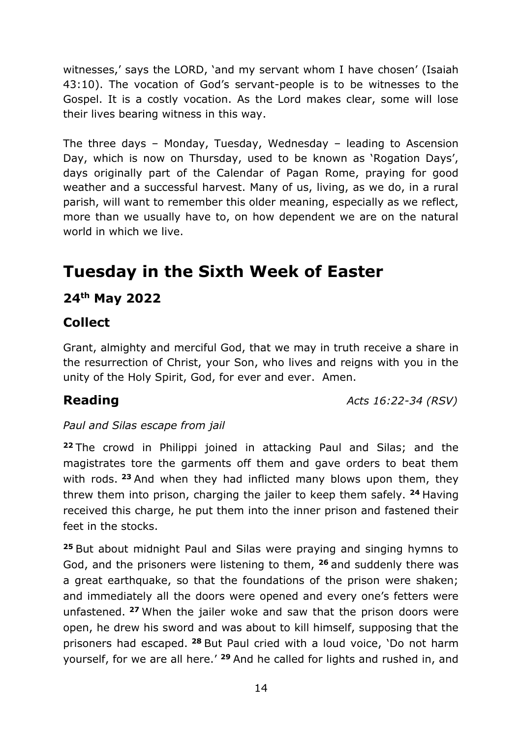witnesses,' says the LORD, 'and my servant whom I have chosen' (Isaiah 43:10). The vocation of God's servant-people is to be witnesses to the Gospel. It is a costly vocation. As the Lord makes clear, some will lose their lives bearing witness in this way.

The three days – Monday, Tuesday, Wednesday – leading to Ascension Day, which is now on Thursday, used to be known as 'Rogation Days', days originally part of the Calendar of Pagan Rome, praying for good weather and a successful harvest. Many of us, living, as we do, in a rural parish, will want to remember this older meaning, especially as we reflect, more than we usually have to, on how dependent we are on the natural world in which we live.

# Tuesday in the Sixth Week of Easter

## 24th May 2022

## Collect

Grant, almighty and merciful God, that we may in truth receive a share in the resurrection of Christ, your Son, who lives and reigns with you in the unity of the Holy Spirit, God, for ever and ever. Amen.

## Reading

*Acts 16:22-34 (RSV)*

*Paul and Silas escape from jail*

**22** The crowd in Philippi joined in attacking Paul and Silas; and the magistrates tore the garments off them and gave orders to beat them with rods. **23** And when they had inflicted many blows upon them, they threw them into prison, charging the jailer to keep them safely. **24** Having received this charge, he put them into the inner prison and fastened their feet in the stocks.

**25** But about midnight Paul and Silas were praying and singing hymns to God, and the prisoners were listening to them, **26** and suddenly there was a great earthquake, so that the foundations of the prison were shaken; and immediately all the doors were opened and every one's fetters were unfastened. **27** When the jailer woke and saw that the prison doors were open, he drew his sword and was about to kill himself, supposing that the prisoners had escaped. **28** But Paul cried with a loud voice, 'Do not harm yourself, for we are all here.' **29** And he called for lights and rushed in, and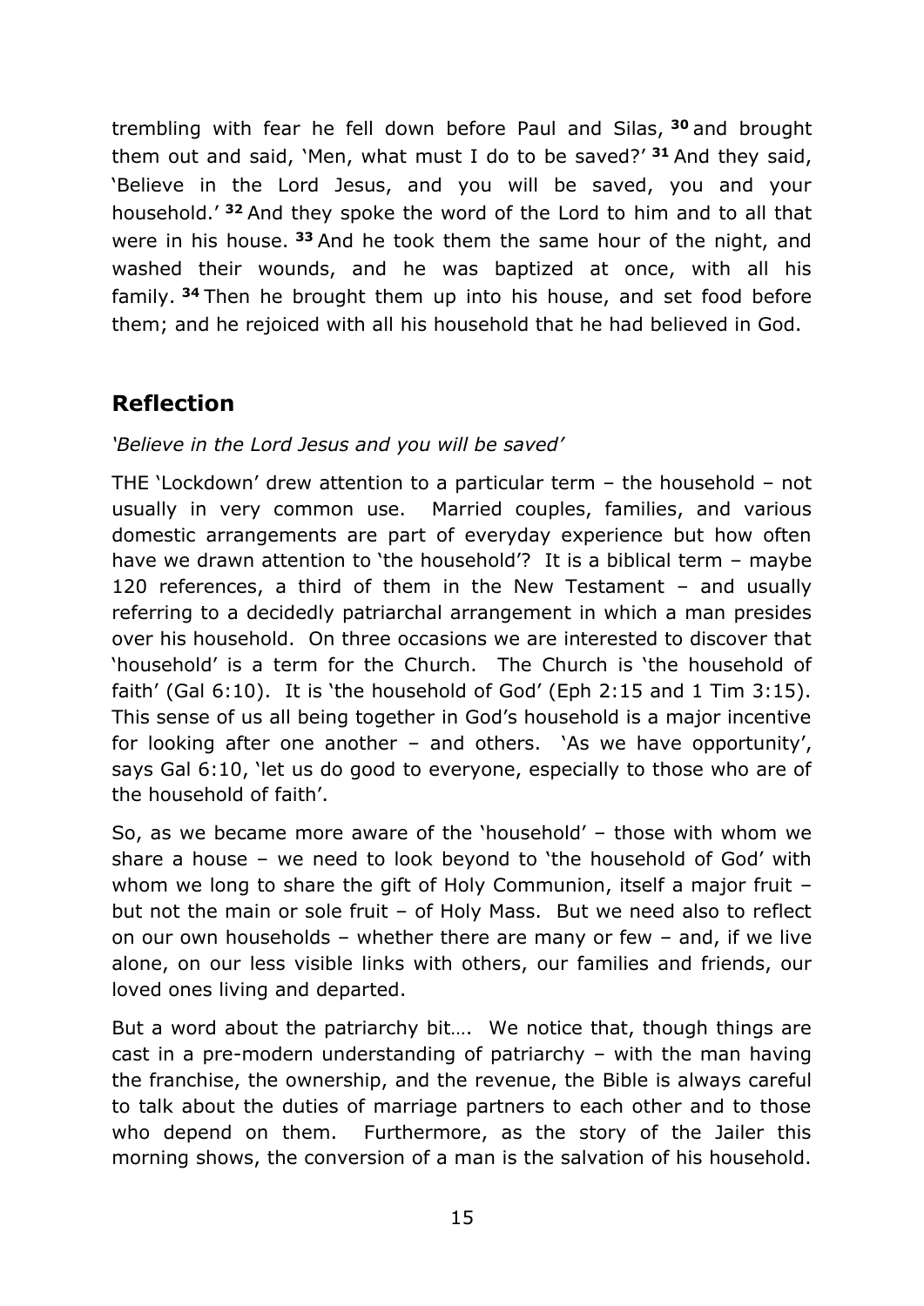trembling with fear he fell down before Paul and Silas, **30** and brought them out and said, 'Men, what must I do to be saved?' **31** And they said, 'Believe in the Lord Jesus, and you will be saved, you and your household.' **32** And they spoke the word of the Lord to him and to all that were in his house. **33** And he took them the same hour of the night, and washed their wounds, and he was baptized at once, with all his family. **34** Then he brought them up into his house, and set food before them; and he rejoiced with all his household that he had believed in God.

## Reflection

*'Believe in the Lord Jesus and you will be saved'*

THE 'Lockdown' drew attention to a particular term – the household – not usually in very common use. Married couples, families, and various domestic arrangements are part of everyday experience but how often have we drawn attention to 'the household'? It is a biblical term – maybe 120 references, a third of them in the New Testament – and usually referring to a decidedly patriarchal arrangement in which a man presides over his household. On three occasions we are interested to discover that 'household' is a term for the Church. The Church is 'the household of faith' (Gal 6:10). It is 'the household of God' (Eph 2:15 and 1 Tim 3:15). This sense of us all being together in God's household is a major incentive for looking after one another – and others. 'As we have opportunity', says Gal 6:10, 'let us do good to everyone, especially to those who are of the household of faith'.

So, as we became more aware of the 'household' – those with whom we share a house – we need to look beyond to 'the household of God' with whom we long to share the gift of Holy Communion, itself a major fruit – but not the main or sole fruit – of Holy Mass. But we need also to reflect on our own households – whether there are many or few – and, if we live alone, on our less visible links with others, our families and friends, our loved ones living and departed.

But a word about the patriarchy bit…. We notice that, though things are cast in a pre-modern understanding of patriarchy – with the man having the franchise, the ownership, and the revenue, the Bible is always careful to talk about the duties of marriage partners to each other and to those who depend on them. Furthermore, as the story of the Jailer this morning shows, the conversion of a man is the salvation of his household.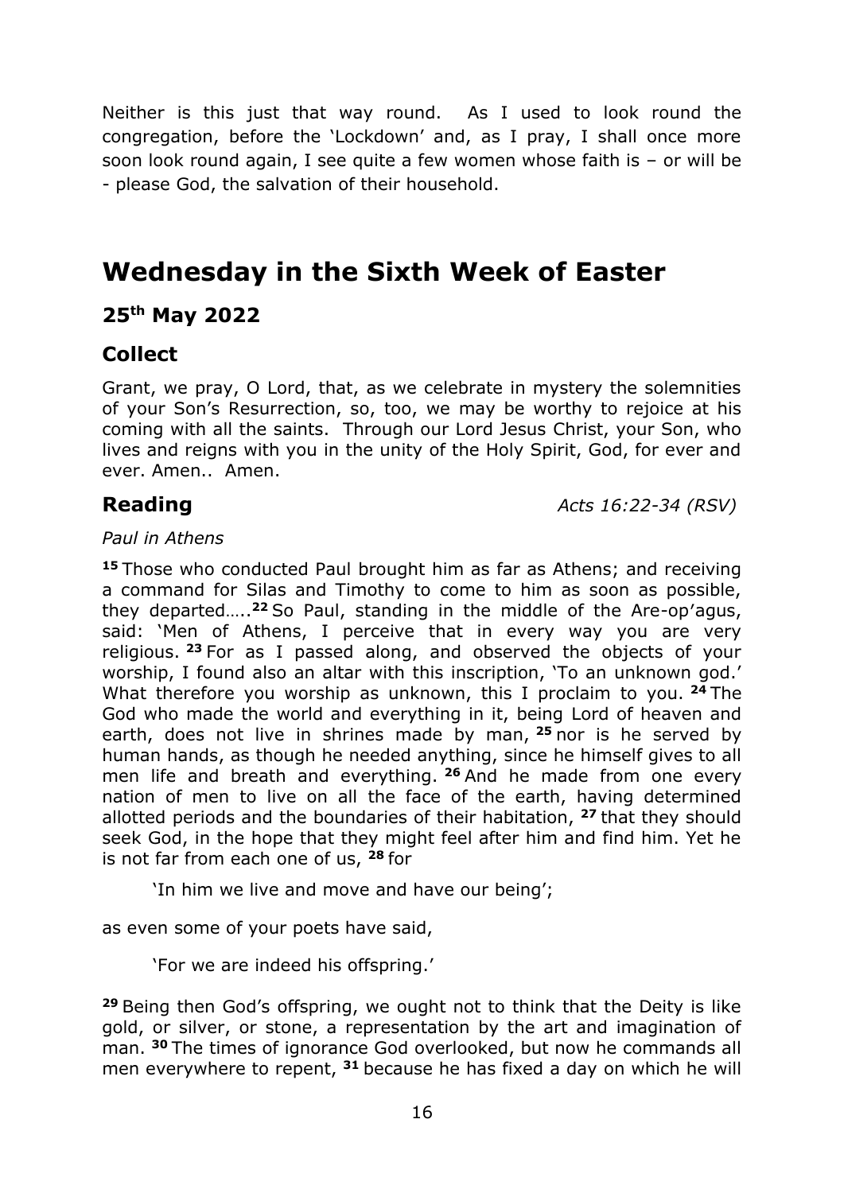Neither is this just that way round. As I used to look round the congregation, before the 'Lockdown' and, as I pray, I shall once more soon look round again, I see quite a few women whose faith is – or will be - please God, the salvation of their household.

# Wednesday in the Sixth Week of Easter

## 25th May 2022

## Collect

Grant, we pray, O Lord, that, as we celebrate in mystery the solemnities of your Son's Resurrection, so, too, we may be worthy to rejoice at his coming with all the saints. Through our Lord Jesus Christ, your Son, who lives and reigns with you in the unity of the Holy Spirit, God, for ever and ever. Amen.. Amen.

**Reading** *Acts 16:22-34 (RSV)*

*Paul in Athens*

**15** Those who conducted Paul brought him as far as Athens; and receiving a command for Silas and Timothy to come to him as soon as possible, they departed…..**22** So Paul, standing in the middle of the Are-op'agus, said: 'Men of Athens, I perceive that in every way you are very religious. **23** For as I passed along, and observed the objects of your worship, I found also an altar with this inscription, 'To an unknown god.' What therefore you worship as unknown, this I proclaim to you. **24** The God who made the world and everything in it, being Lord of heaven and earth, does not live in shrines made by man, **25** nor is he served by human hands, as though he needed anything, since he himself gives to all men life and breath and everything. **26** And he made from one every nation of men to live on all the face of the earth, having determined allotted periods and the boundaries of their habitation, **27** that they should seek God, in the hope that they might feel after him and find him. Yet he is not far from each one of us, **28** for

> 'In him we live and move and have our being';

as even some of your poets have said,

> 'For we are indeed his offspring.'

**29** Being then God's offspring, we ought not to think that the Deity is like gold, or silver, or stone, a representation by the art and imagination of man. **30** The times of ignorance God overlooked, but now he commands all men everywhere to repent, **31** because he has fixed a day on which he will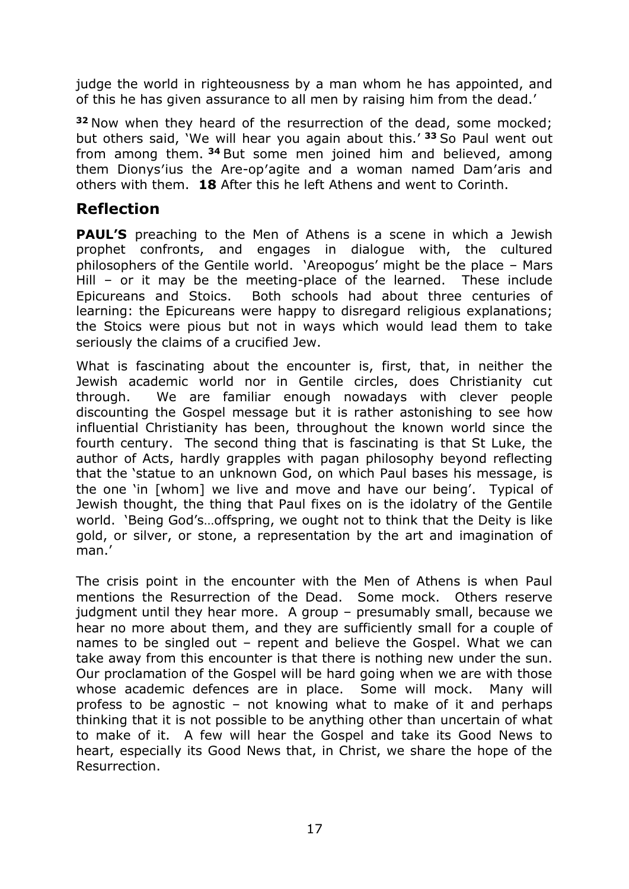judge the world in righteousness by a man whom he has appointed, and of this he has given assurance to all men by raising him from the dead.'

**32** Now when they heard of the resurrection of the dead, some mocked; but others said, 'We will hear you again about this.' **33** So Paul went out from among them. **34** But some men joined him and believed, among them Dionys'ius the Are-op'agite and a woman named Dam'aris and others with them. **18** After this he left Athens and went to Corinth.

## Reflection

**PAUL'S** preaching to the Men of Athens is a scene in which a Jewish prophet confronts, and engages in dialogue with, the cultured philosophers of the Gentile world. 'Areopogus' might be the place – Mars Hill – or it may be the meeting-place of the learned. These include Epicureans and Stoics. Both schools had about three centuries of learning: the Epicureans were happy to disregard religious explanations; the Stoics were pious but not in ways which would lead them to take seriously the claims of a crucified Jew.

What is fascinating about the encounter is, first, that, in neither the Jewish academic world nor in Gentile circles, does Christianity cut through. We are familiar enough nowadays with clever people discounting the Gospel message but it is rather astonishing to see how influential Christianity has been, throughout the known world since the fourth century. The second thing that is fascinating is that St Luke, the author of Acts, hardly grapples with pagan philosophy beyond reflecting that the 'statue to an unknown God, on which Paul bases his message, is the one 'in [whom] we live and move and have our being'. Typical of Jewish thought, the thing that Paul fixes on is the idolatry of the Gentile world. 'Being God's…offspring, we ought not to think that the Deity is like gold, or silver, or stone, a representation by the art and imagination of man.'

The crisis point in the encounter with the Men of Athens is when Paul mentions the Resurrection of the Dead. Some mock. Others reserve judgment until they hear more. A group – presumably small, because we hear no more about them, and they are sufficiently small for a couple of names to be singled out – repent and believe the Gospel. What we can take away from this encounter is that there is nothing new under the sun. Our proclamation of the Gospel will be hard going when we are with those whose academic defences are in place. Some will mock. Many will profess to be agnostic – not knowing what to make of it and perhaps thinking that it is not possible to be anything other than uncertain of what to make of it. A few will hear the Gospel and take its Good News to heart, especially its Good News that, in Christ, we share the hope of the Resurrection.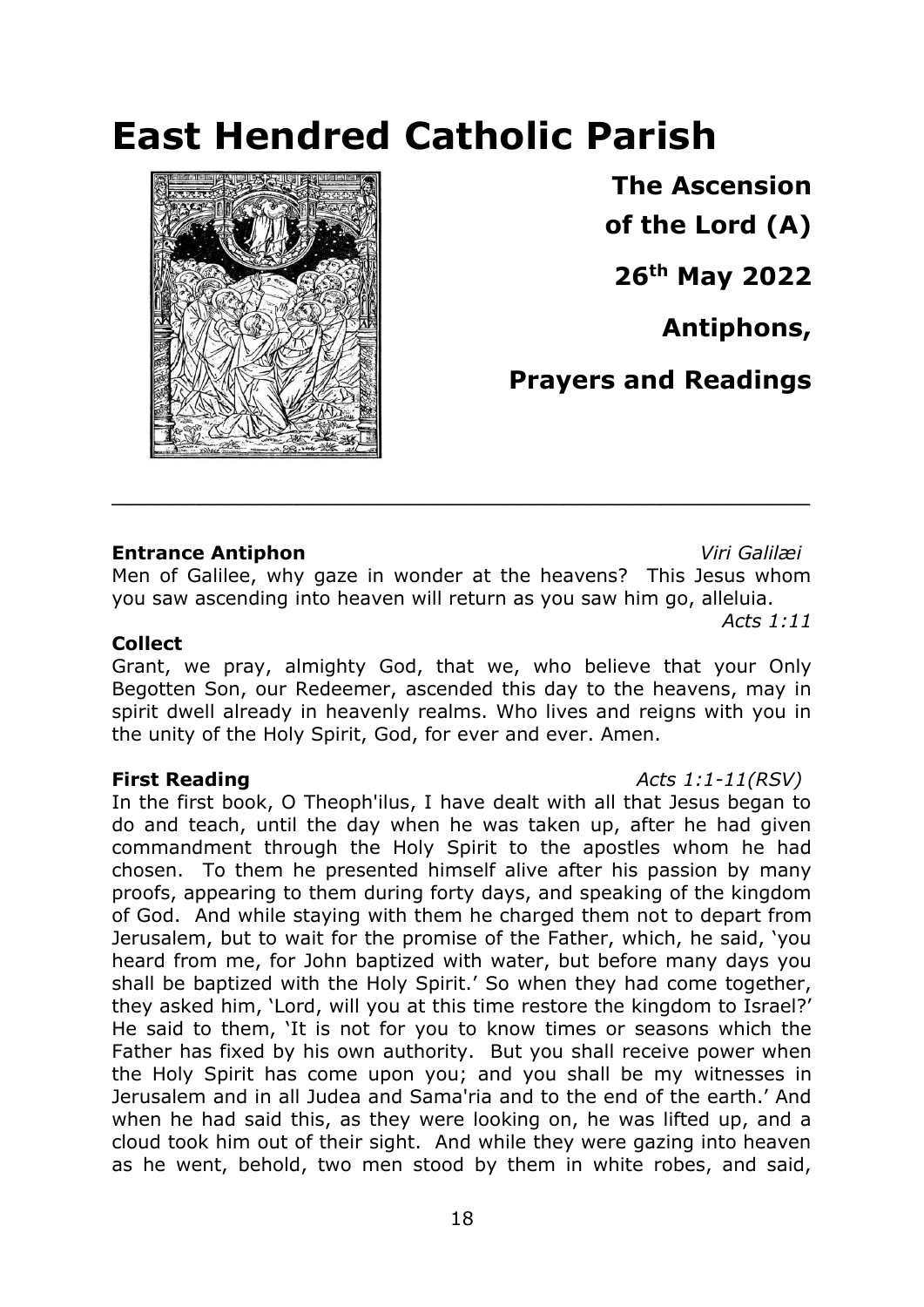# East Hendred Catholic Parish

**The Ascension of the Lord (A)**

**26th May 2022**

**Antiphons, Prayers and Readings**

---

**Entrance Antiphon** *Viri Galilæi*

Men of Galilee, why gaze in wonder at the heavens? This Jesus whom you saw ascending into heaven will return as you saw him go, alleluia.

*Acts 1:11*

**Collect**

Grant, we pray, almighty God, that we, who believe that your Only Begotten Son, our Redeemer, ascended this day to the heavens, may in spirit dwell already in heavenly realms. Who lives and reigns with you in the unity of the Holy Spirit, God, for ever and ever. Amen.

**First Reading** *Acts 1:1-11(RSV)*

In the first book, O Theoph'ilus, I have dealt with all that Jesus began to do and teach, until the day when he was taken up, after he had given commandment through the Holy Spirit to the apostles whom he had chosen. To them he presented himself alive after his passion by many proofs, appearing to them during forty days, and speaking of the kingdom of God. And while staying with them he charged them not to depart from Jerusalem, but to wait for the promise of the Father, which, he said, 'you heard from me, for John baptized with water, but before many days you shall be baptized with the Holy Spirit.' So when they had come together, they asked him, 'Lord, will you at this time restore the kingdom to Israel?' He said to them, 'It is not for you to know times or seasons which the Father has fixed by his own authority. But you shall receive power when the Holy Spirit has come upon you; and you shall be my witnesses in Jerusalem and in all Judea and Sama'ria and to the end of the earth.' And when he had said this, as they were looking on, he was lifted up, and a cloud took him out of their sight. And while they were gazing into heaven as he went, behold, two men stood by them in white robes, and said,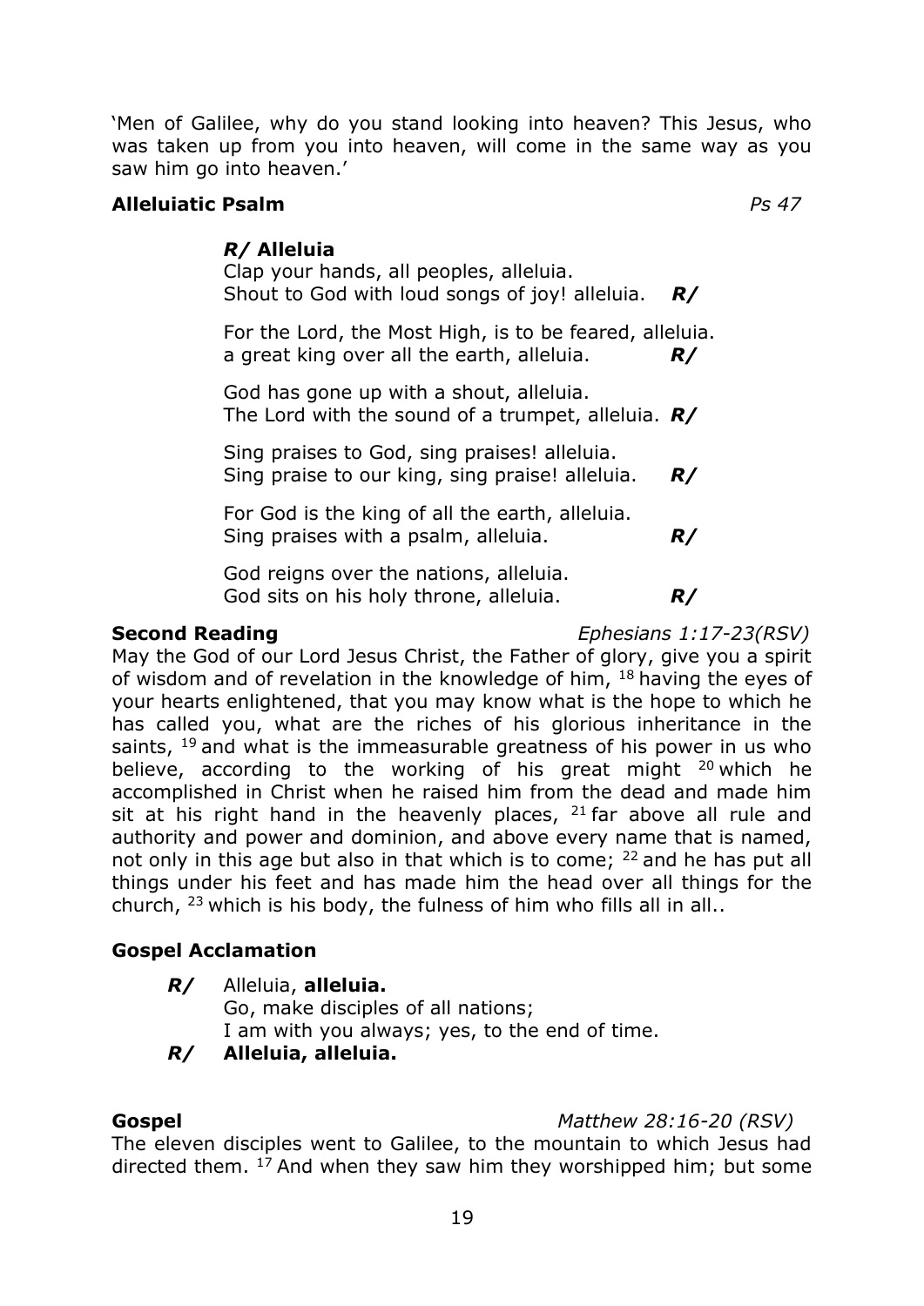'Men of Galilee, why do you stand looking into heaven? This Jesus, who was taken up from you into heaven, will come in the same way as you saw him go into heaven.'

**Alleluiatic Psalm** *Ps 47*

***R/* Alleluia**
Clap your hands, all peoples, alleluia.
Shout to God with loud songs of joy! alleluia. ***R/***

For the Lord, the Most High, is to be feared, alleluia.
a great king over all the earth, alleluia. ***R/***

God has gone up with a shout, alleluia.
The Lord with the sound of a trumpet, alleluia. ***R/***

Sing praises to God, sing praises! alleluia.
Sing praise to our king, sing praise! alleluia. ***R/***

For God is the king of all the earth, alleluia.
Sing praises with a psalm, alleluia. ***R/***

God reigns over the nations, alleluia.
God sits on his holy throne, alleluia. ***R/***

**Second Reading** *Ephesians 1:17-23(RSV)*

May the God of our Lord Jesus Christ, the Father of glory, give you a spirit of wisdom and of revelation in the knowledge of him, [18] having the eyes of your hearts enlightened, that you may know what is the hope to which he has called you, what are the riches of his glorious inheritance in the saints, [19] and what is the immeasurable greatness of his power in us who believe, according to the working of his great might [20] which he accomplished in Christ when he raised him from the dead and made him sit at his right hand in the heavenly places, [21] far above all rule and authority and power and dominion, and above every name that is named, not only in this age but also in that which is to come; [22] and he has put all things under his feet and has made him the head over all things for the church, [23] which is his body, the fulness of him who fills all in all..

**Gospel Acclamation**

***R/*** Alleluia, **alleluia.**
Go, make disciples of all nations;
I am with you always; yes, to the end of time.
***R/* Alleluia, alleluia.**

**Gospel** *Matthew 28:16-20 (RSV)*

The eleven disciples went to Galilee, to the mountain to which Jesus had directed them. [17] And when they saw him they worshipped him; but some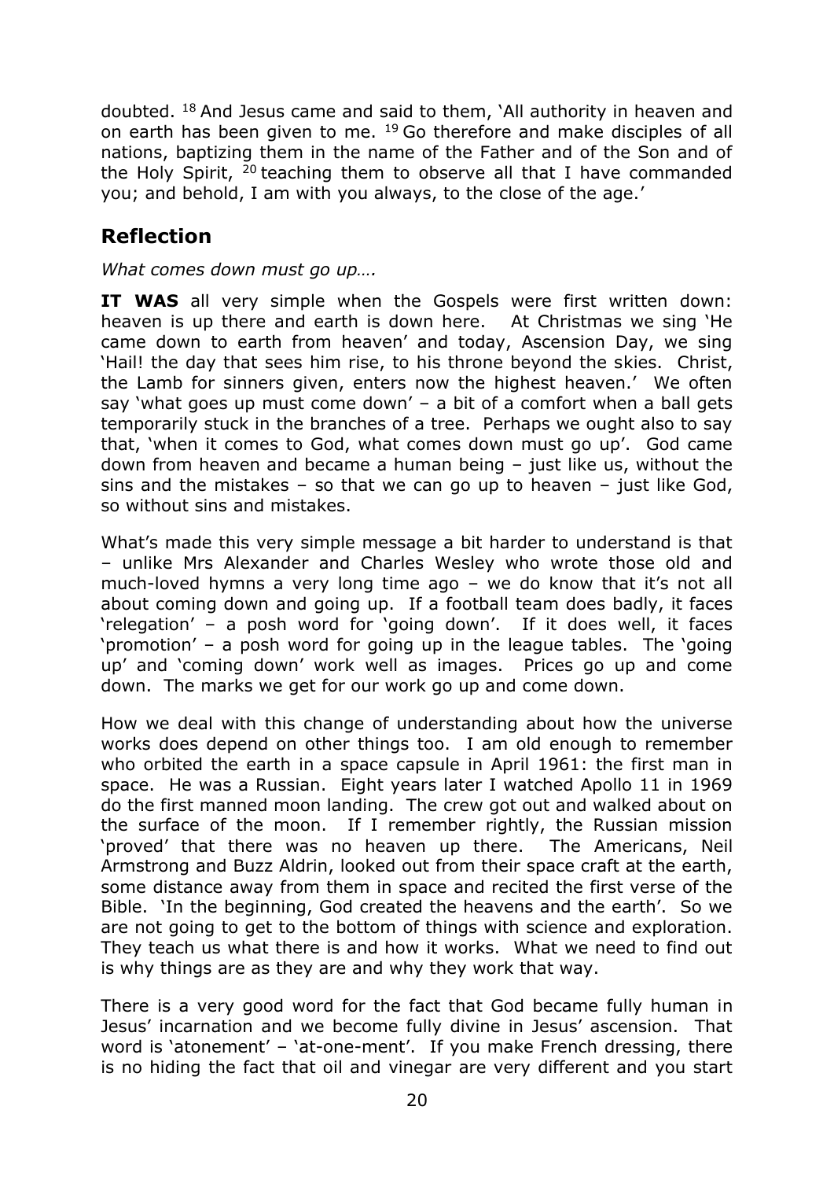doubted. [18] And Jesus came and said to them, 'All authority in heaven and on earth has been given to me. [19] Go therefore and make disciples of all nations, baptizing them in the name of the Father and of the Son and of the Holy Spirit, [20] teaching them to observe all that I have commanded you; and behold, I am with you always, to the close of the age.'

## Reflection

*What comes down must go up….*

**IT WAS** all very simple when the Gospels were first written down: heaven is up there and earth is down here. At Christmas we sing 'He came down to earth from heaven' and today, Ascension Day, we sing 'Hail! the day that sees him rise, to his throne beyond the skies. Christ, the Lamb for sinners given, enters now the highest heaven.' We often say 'what goes up must come down' – a bit of a comfort when a ball gets temporarily stuck in the branches of a tree. Perhaps we ought also to say that, 'when it comes to God, what comes down must go up'. God came down from heaven and became a human being – just like us, without the sins and the mistakes – so that we can go up to heaven – just like God, so without sins and mistakes.

What's made this very simple message a bit harder to understand is that – unlike Mrs Alexander and Charles Wesley who wrote those old and much-loved hymns a very long time ago – we do know that it's not all about coming down and going up. If a football team does badly, it faces 'relegation' – a posh word for 'going down'. If it does well, it faces 'promotion' – a posh word for going up in the league tables. The 'going up' and 'coming down' work well as images. Prices go up and come down. The marks we get for our work go up and come down.

How we deal with this change of understanding about how the universe works does depend on other things too. I am old enough to remember who orbited the earth in a space capsule in April 1961: the first man in space. He was a Russian. Eight years later I watched Apollo 11 in 1969 do the first manned moon landing. The crew got out and walked about on the surface of the moon. If I remember rightly, the Russian mission 'proved' that there was no heaven up there. The Americans, Neil Armstrong and Buzz Aldrin, looked out from their space craft at the earth, some distance away from them in space and recited the first verse of the Bible. 'In the beginning, God created the heavens and the earth'. So we are not going to get to the bottom of things with science and exploration. They teach us what there is and how it works. What we need to find out is why things are as they are and why they work that way.

There is a very good word for the fact that God became fully human in Jesus' incarnation and we become fully divine in Jesus' ascension. That word is 'atonement' – 'at-one-ment'. If you make French dressing, there is no hiding the fact that oil and vinegar are very different and you start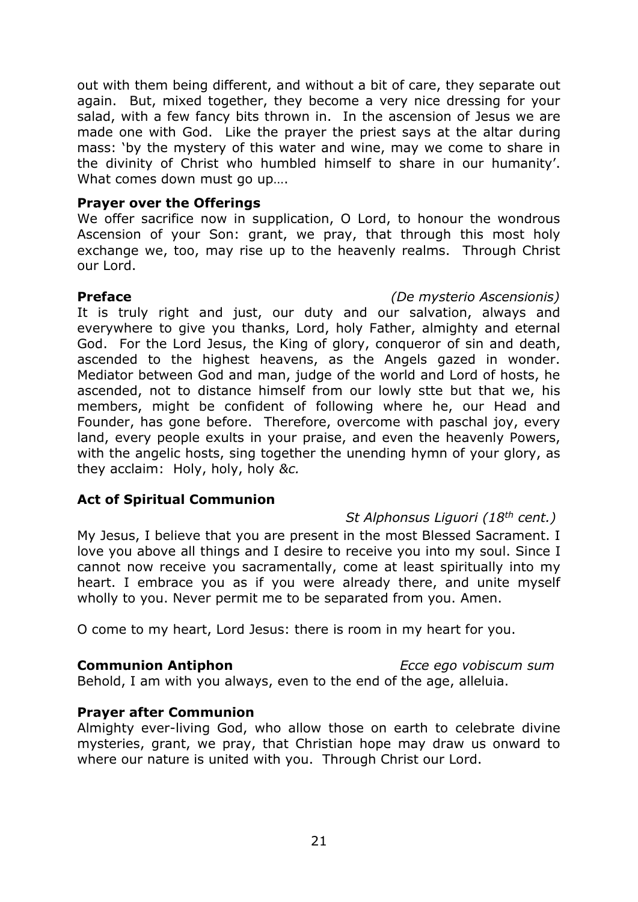out with them being different, and without a bit of care, they separate out again. But, mixed together, they become a very nice dressing for your salad, with a few fancy bits thrown in. In the ascension of Jesus we are made one with God. Like the prayer the priest says at the altar during mass: 'by the mystery of this water and wine, may we come to share in the divinity of Christ who humbled himself to share in our humanity'. What comes down must go up….

**Prayer over the Offerings**

We offer sacrifice now in supplication, O Lord, to honour the wondrous Ascension of your Son: grant, we pray, that through this most holy exchange we, too, may rise up to the heavenly realms. Through Christ our Lord.

**Preface** *(De mysterio Ascensionis)*

It is truly right and just, our duty and our salvation, always and everywhere to give you thanks, Lord, holy Father, almighty and eternal God. For the Lord Jesus, the King of glory, conqueror of sin and death, ascended to the highest heavens, as the Angels gazed in wonder. Mediator between God and man, judge of the world and Lord of hosts, he ascended, not to distance himself from our lowly stte but that we, his members, might be confident of following where he, our Head and Founder, has gone before. Therefore, overcome with paschal joy, every land, every people exults in your praise, and even the heavenly Powers, with the angelic hosts, sing together the unending hymn of your glory, as they acclaim: Holy, holy, holy *&c.*

**Act of Spiritual Communion**

*St Alphonsus Liguori (18th cent.)*

My Jesus, I believe that you are present in the most Blessed Sacrament. I love you above all things and I desire to receive you into my soul. Since I cannot now receive you sacramentally, come at least spiritually into my heart. I embrace you as if you were already there, and unite myself wholly to you. Never permit me to be separated from you. Amen.

O come to my heart, Lord Jesus: there is room in my heart for you.

**Communion Antiphon** *Ecce ego vobiscum sum*

Behold, I am with you always, even to the end of the age, alleluia.

**Prayer after Communion**

Almighty ever-living God, who allow those on earth to celebrate divine mysteries, grant, we pray, that Christian hope may draw us onward to where our nature is united with you. Through Christ our Lord.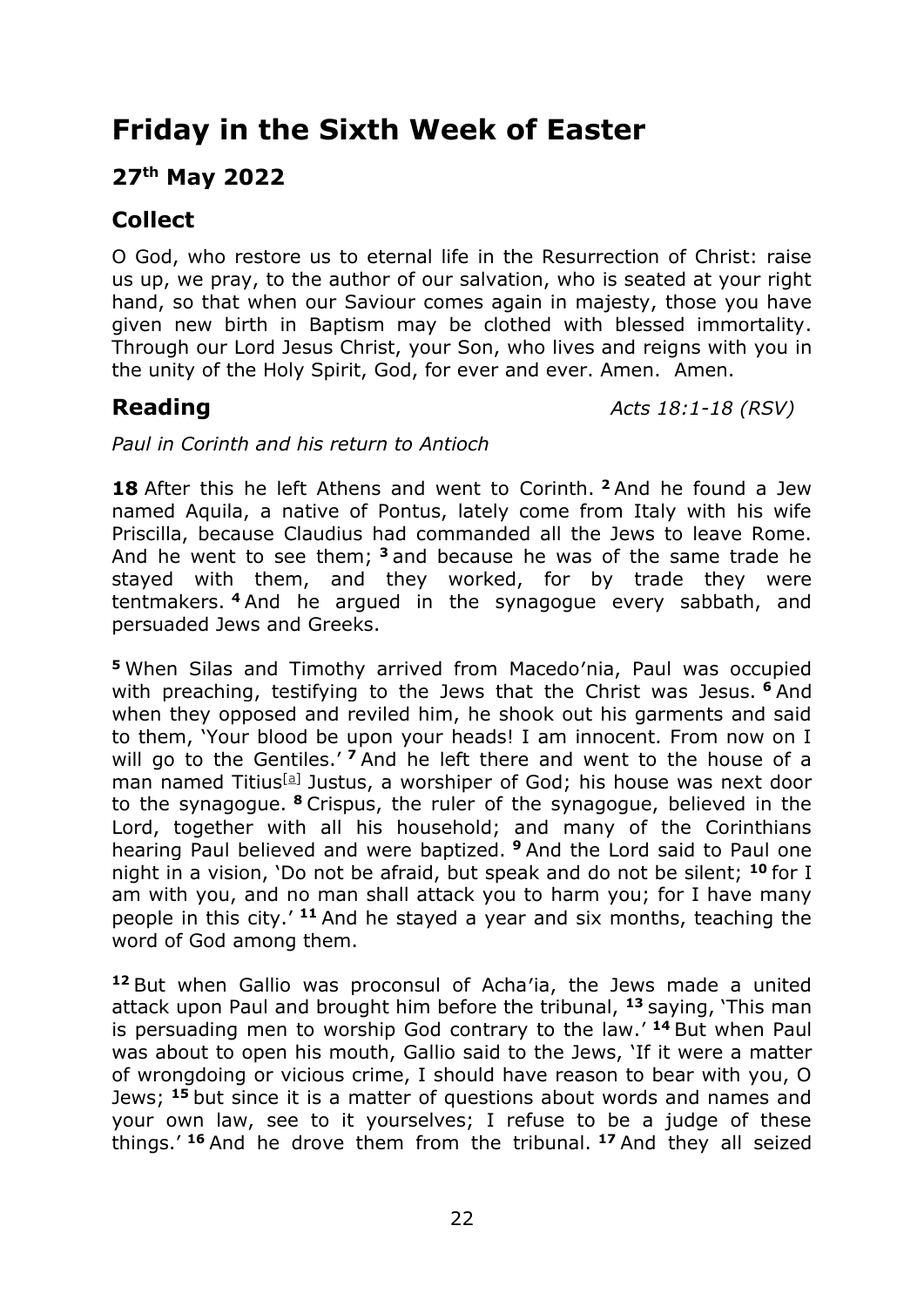# Friday in the Sixth Week of Easter

## 27th May 2022

## Collect

O God, who restore us to eternal life in the Resurrection of Christ: raise us up, we pray, to the author of our salvation, who is seated at your right hand, so that when our Saviour comes again in majesty, those you have given new birth in Baptism may be clothed with blessed immortality. Through our Lord Jesus Christ, your Son, who lives and reigns with you in the unity of the Holy Spirit, God, for ever and ever. Amen. Amen.

## Reading

*Acts 18:1-18 (RSV)*

*Paul in Corinth and his return to Antioch*

**18** After this he left Athens and went to Corinth. **2** And he found a Jew named Aquila, a native of Pontus, lately come from Italy with his wife Priscilla, because Claudius had commanded all the Jews to leave Rome. And he went to see them; **3** and because he was of the same trade he stayed with them, and they worked, for by trade they were tentmakers. **4** And he argued in the synagogue every sabbath, and persuaded Jews and Greeks.

**5** When Silas and Timothy arrived from Macedo'nia, Paul was occupied with preaching, testifying to the Jews that the Christ was Jesus. **6** And when they opposed and reviled him, he shook out his garments and said to them, 'Your blood be upon your heads! I am innocent. From now on I will go to the Gentiles.' **7** And he left there and went to the house of a man named Titius[a] Justus, a worshiper of God; his house was next door to the synagogue. **8** Crispus, the ruler of the synagogue, believed in the Lord, together with all his household; and many of the Corinthians hearing Paul believed and were baptized. **9** And the Lord said to Paul one night in a vision, 'Do not be afraid, but speak and do not be silent; **10** for I am with you, and no man shall attack you to harm you; for I have many people in this city.' **11** And he stayed a year and six months, teaching the word of God among them.

**12** But when Gallio was proconsul of Acha'ia, the Jews made a united attack upon Paul and brought him before the tribunal, **13** saying, 'This man is persuading men to worship God contrary to the law.' **14** But when Paul was about to open his mouth, Gallio said to the Jews, 'If it were a matter of wrongdoing or vicious crime, I should have reason to bear with you, O Jews; **15** but since it is a matter of questions about words and names and your own law, see to it yourselves; I refuse to be a judge of these things.' **16** And he drove them from the tribunal. **17** And they all seized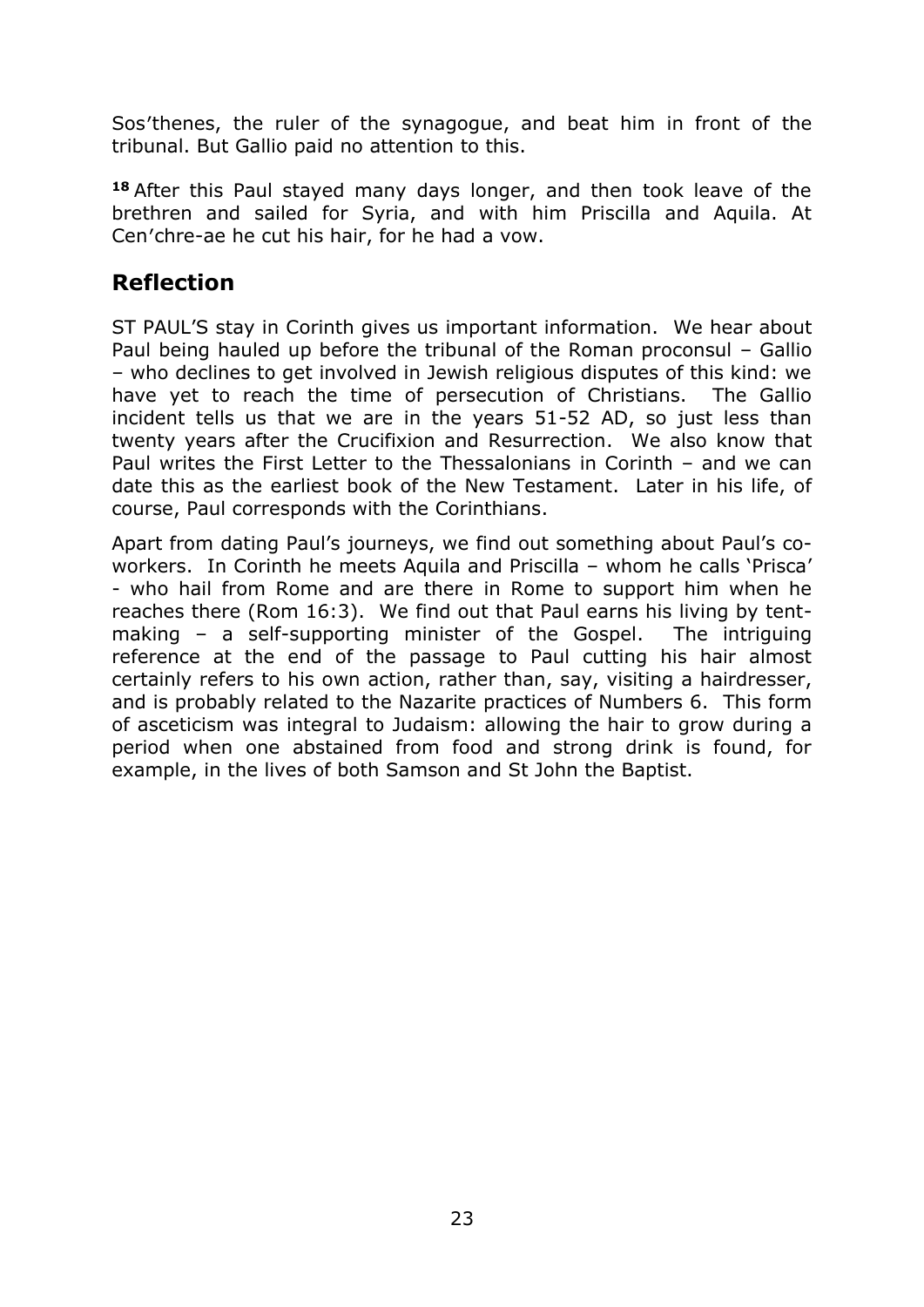Sos'thenes, the ruler of the synagogue, and beat him in front of the tribunal. But Gallio paid no attention to this.

**18** After this Paul stayed many days longer, and then took leave of the brethren and sailed for Syria, and with him Priscilla and Aquila. At Cen'chre-ae he cut his hair, for he had a vow.

## Reflection

ST PAUL'S stay in Corinth gives us important information. We hear about Paul being hauled up before the tribunal of the Roman proconsul – Gallio – who declines to get involved in Jewish religious disputes of this kind: we have yet to reach the time of persecution of Christians. The Gallio incident tells us that we are in the years 51-52 AD, so just less than twenty years after the Crucifixion and Resurrection. We also know that Paul writes the First Letter to the Thessalonians in Corinth – and we can date this as the earliest book of the New Testament. Later in his life, of course, Paul corresponds with the Corinthians.

Apart from dating Paul's journeys, we find out something about Paul's co-workers. In Corinth he meets Aquila and Priscilla – whom he calls 'Prisca' - who hail from Rome and are there in Rome to support him when he reaches there (Rom 16:3). We find out that Paul earns his living by tent-making – a self-supporting minister of the Gospel. The intriguing reference at the end of the passage to Paul cutting his hair almost certainly refers to his own action, rather than, say, visiting a hairdresser, and is probably related to the Nazarite practices of Numbers 6. This form of asceticism was integral to Judaism: allowing the hair to grow during a period when one abstained from food and strong drink is found, for example, in the lives of both Samson and St John the Baptist.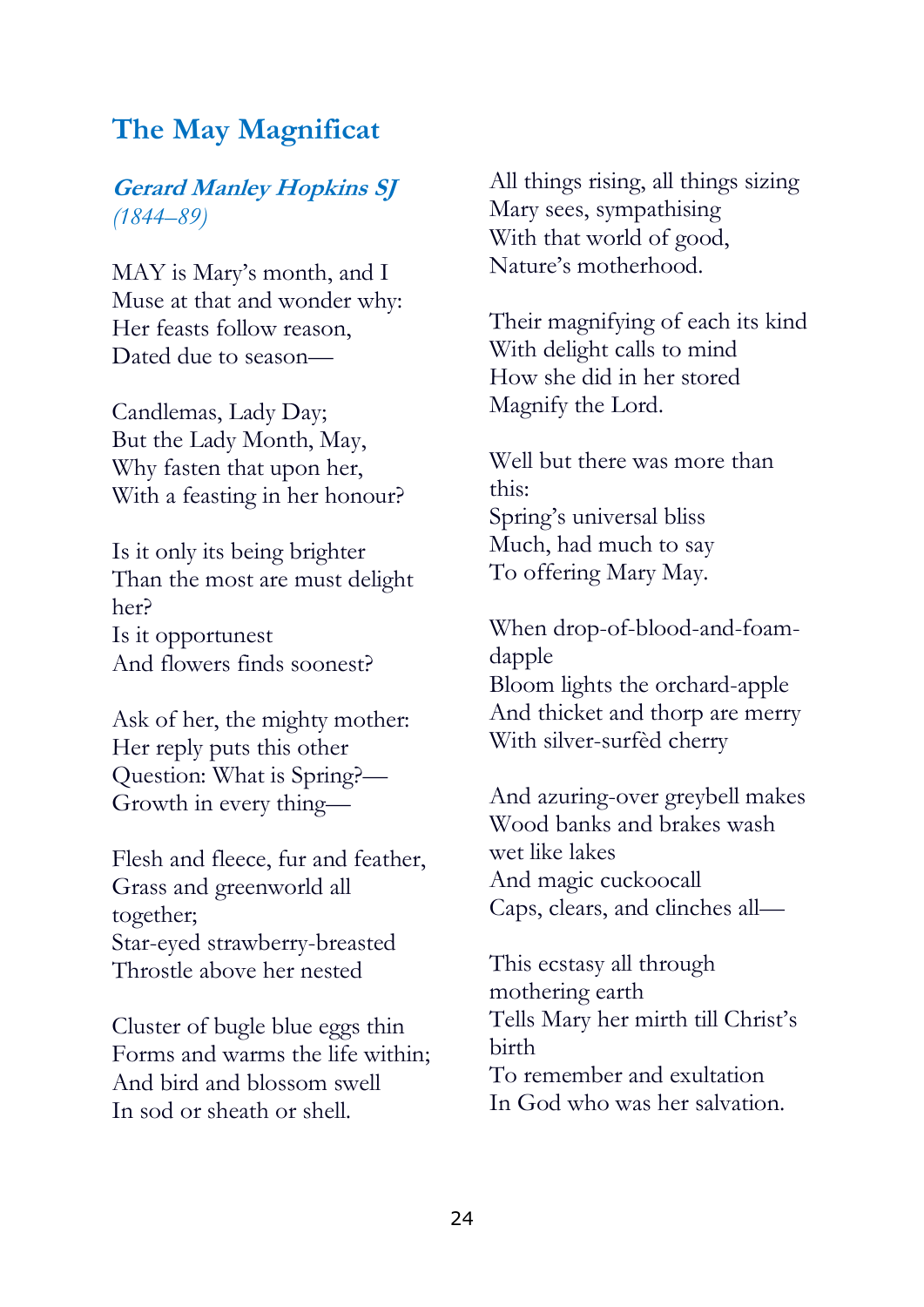## The May Magnificat

***Gerard Manley Hopkins SJ***
*(1844–89)*

MAY is Mary's month, and I
Muse at that and wonder why:
Her feasts follow reason,
Dated due to season—

Candlemas, Lady Day;
But the Lady Month, May,
Why fasten that upon her,
With a feasting in her honour?

Is it only its being brighter
Than the most are must delight her?
Is it opportunest
And flowers finds soonest?

Ask of her, the mighty mother:
Her reply puts this other
Question: What is Spring?—
Growth in every thing—

Flesh and fleece, fur and feather,
Grass and greenworld all together;
Star-eyed strawberry-breasted
Throstle above her nested

Cluster of bugle blue eggs thin
Forms and warms the life within;
And bird and blossom swell
In sod or sheath or shell.

All things rising, all things sizing
Mary sees, sympathising
With that world of good,
Nature's motherhood.

Their magnifying of each its kind
With delight calls to mind
How she did in her stored
Magnify the Lord.

Well but there was more than this:
Spring's universal bliss
Much, had much to say
To offering Mary May.

When drop-of-blood-and-foam-dapple
Bloom lights the orchard-apple
And thicket and thorp are merry
With silver-surfèd cherry

And azuring-over greybell makes
Wood banks and brakes wash wet like lakes
And magic cuckoocall
Caps, clears, and clinches all—

This ecstasy all through mothering earth
Tells Mary her mirth till Christ's birth
To remember and exultation
In God who was her salvation.